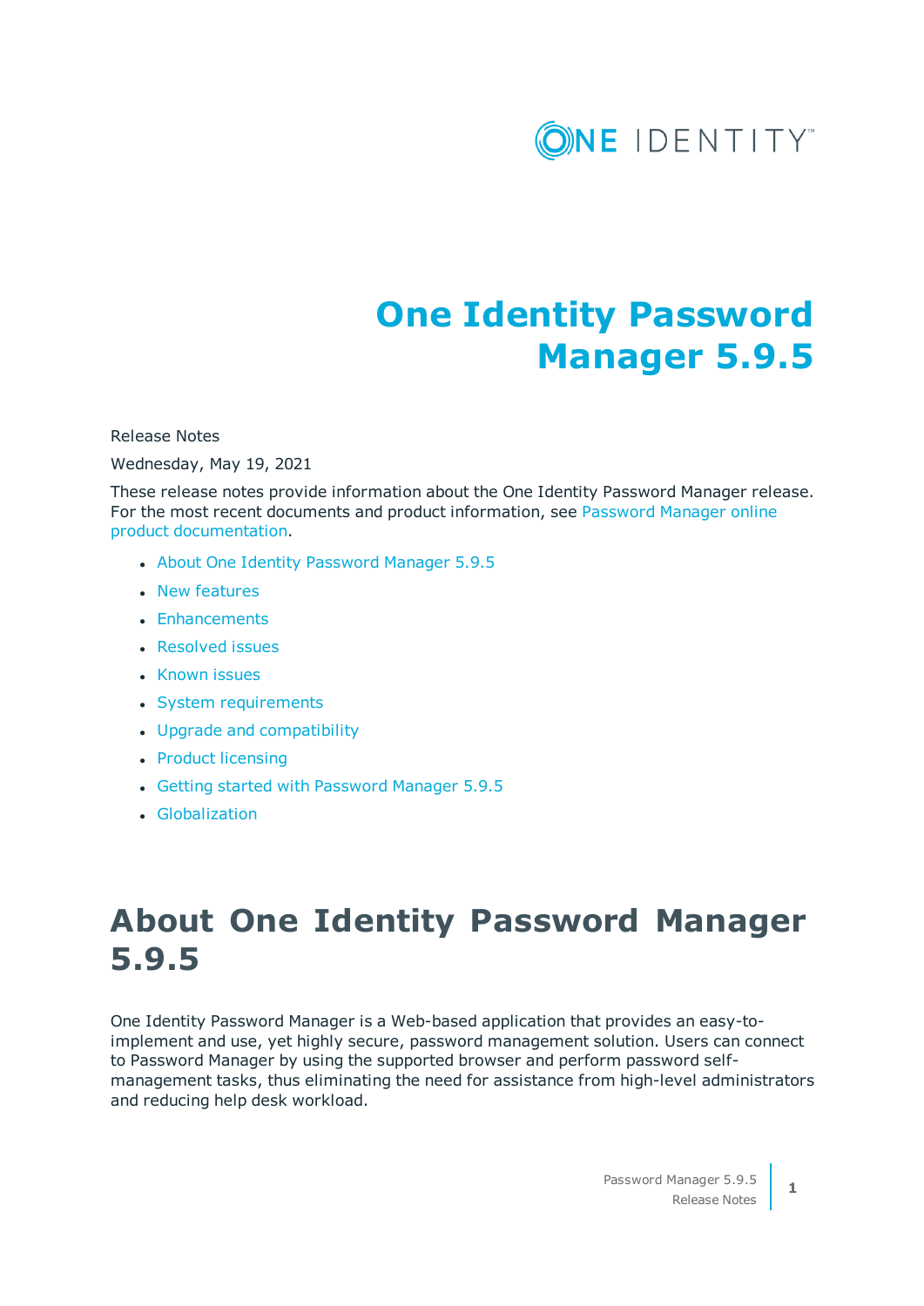# One Identity Password Manager 5.9.5

Release Notes

Wednesday, May 19, 2021

These release notes provide information about the One Identity Password Manager release. For the most recent documents and product information, see Password Manager online product documentation.

- About One Identity Password Manager 5.9.5
- New features
- Enhancements
- Resolved issues
- Known issues
- System requirements
- Upgrade and compatibility
- Product licensing
- Getting started with Password Manager 5.9.5
- Globalization

## About One Identity Password Manager 5.9.5

One Identity Password Manager is a Web-based application that provides an easy-to-implement and use, yet highly secure, password management solution. Users can connect to Password Manager by using the supported browser and perform password self-management tasks, thus eliminating the need for assistance from high-level administrators and reducing help desk workload.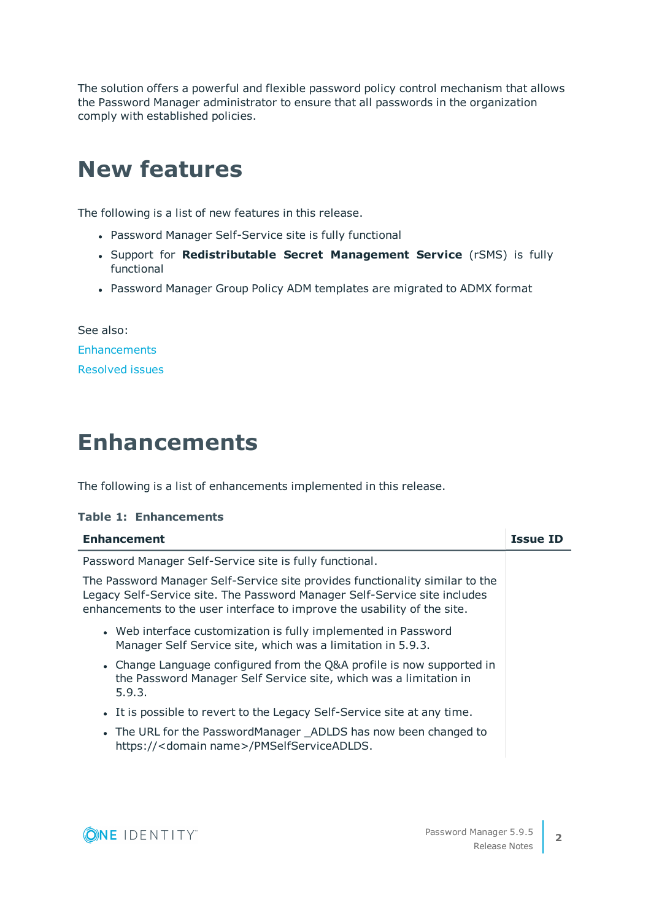The solution offers a powerful and flexible password policy control mechanism that allows the Password Manager administrator to ensure that all passwords in the organization comply with established policies.

# New features

The following is a list of new features in this release.

- Password Manager Self-Service site is fully functional
- Support for **Redistributable Secret Management Service** (rSMS) is fully functional
- Password Manager Group Policy ADM templates are migrated to ADMX format

See also:

Enhancements

Resolved issues

# Enhancements

The following is a list of enhancements implemented in this release.

**Table 1: Enhancements**

| Enhancement | Issue ID |
|---|---|
| Password Manager Self-Service site is fully functional.<br><br>The Password Manager Self-Service site provides functionality similar to the Legacy Self-Service site. The Password Manager Self-Service site includes enhancements to the user interface to improve the usability of the site.<br><br>• Web interface customization is fully implemented in Password Manager Self Service site, which was a limitation in 5.9.3.<br>• Change Language configured from the Q&A profile is now supported in the Password Manager Self Service site, which was a limitation in 5.9.3.<br>• It is possible to revert to the Legacy Self-Service site at any time.<br>• The URL for the PasswordManager _ADLDS has now been changed to https://<domain name>/PMSelfServiceADLDS. | |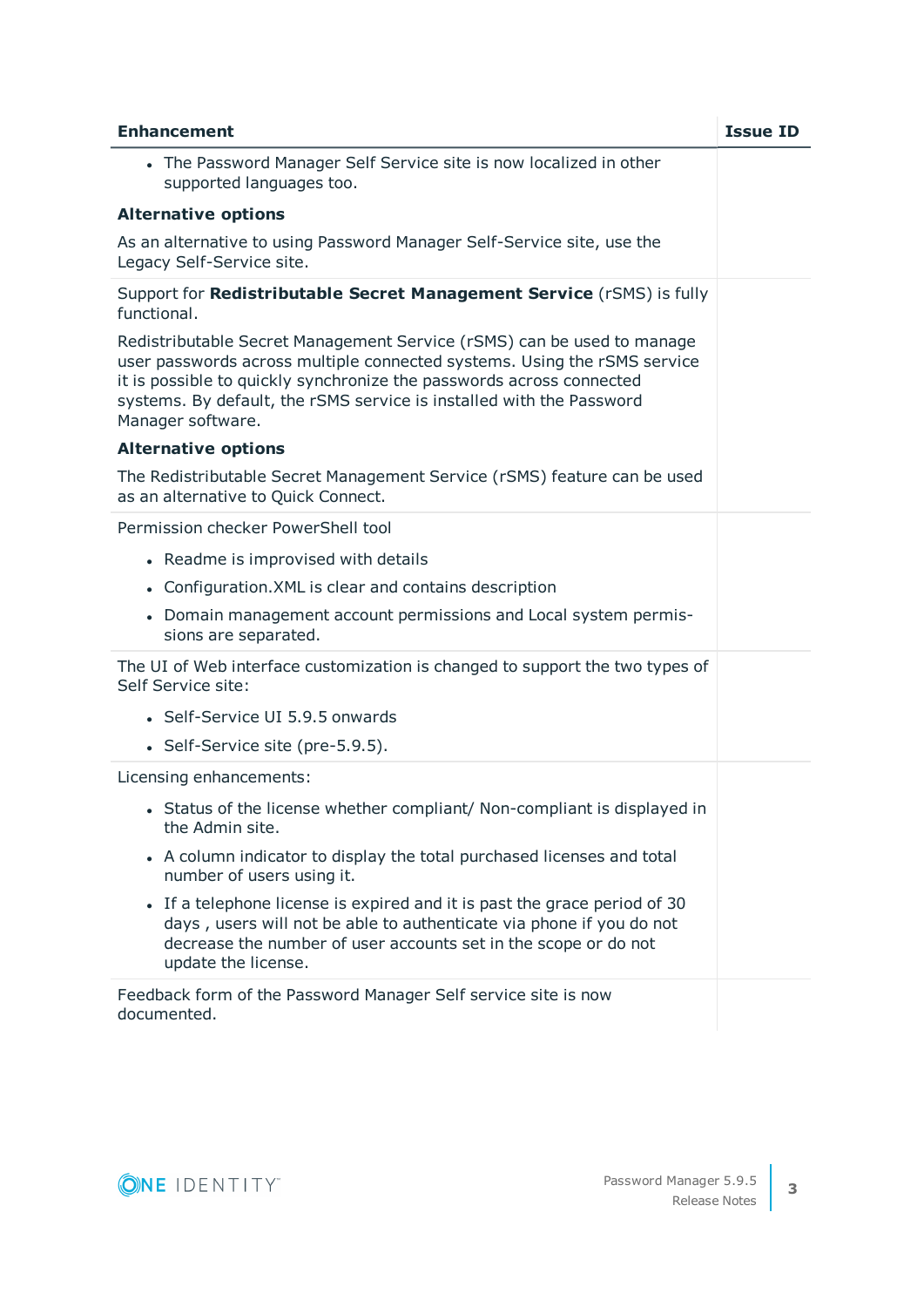| Enhancement | Issue ID |
| --- | --- |
| • The Password Manager Self Service site is now localized in other supported languages too.<br><br>**Alternative options**<br><br>As an alternative to using Password Manager Self-Service site, use the Legacy Self-Service site. | |
| Support for **Redistributable Secret Management Service** (rSMS) is fully functional.<br><br>Redistributable Secret Management Service (rSMS) can be used to manage user passwords across multiple connected systems. Using the rSMS service it is possible to quickly synchronize the passwords across connected systems. By default, the rSMS service is installed with the Password Manager software.<br><br>**Alternative options**<br><br>The Redistributable Secret Management Service (rSMS) feature can be used as an alternative to Quick Connect. | |
| Permission checker PowerShell tool<br><br>• Readme is improvised with details<br>• Configuration.XML is clear and contains description<br>• Domain management account permissions and Local system permissions are separated. | |
| The UI of Web interface customization is changed to support the two types of Self Service site:<br><br>• Self-Service UI 5.9.5 onwards<br>• Self-Service site (pre-5.9.5). | |
| Licensing enhancements:<br><br>• Status of the license whether compliant/ Non-compliant is displayed in the Admin site.<br>• A column indicator to display the total purchased licenses and total number of users using it.<br>• If a telephone license is expired and it is past the grace period of 30 days , users will not be able to authenticate via phone if you do not decrease the number of user accounts set in the scope or do not update the license. | |
| Feedback form of the Password Manager Self service site is now documented. | |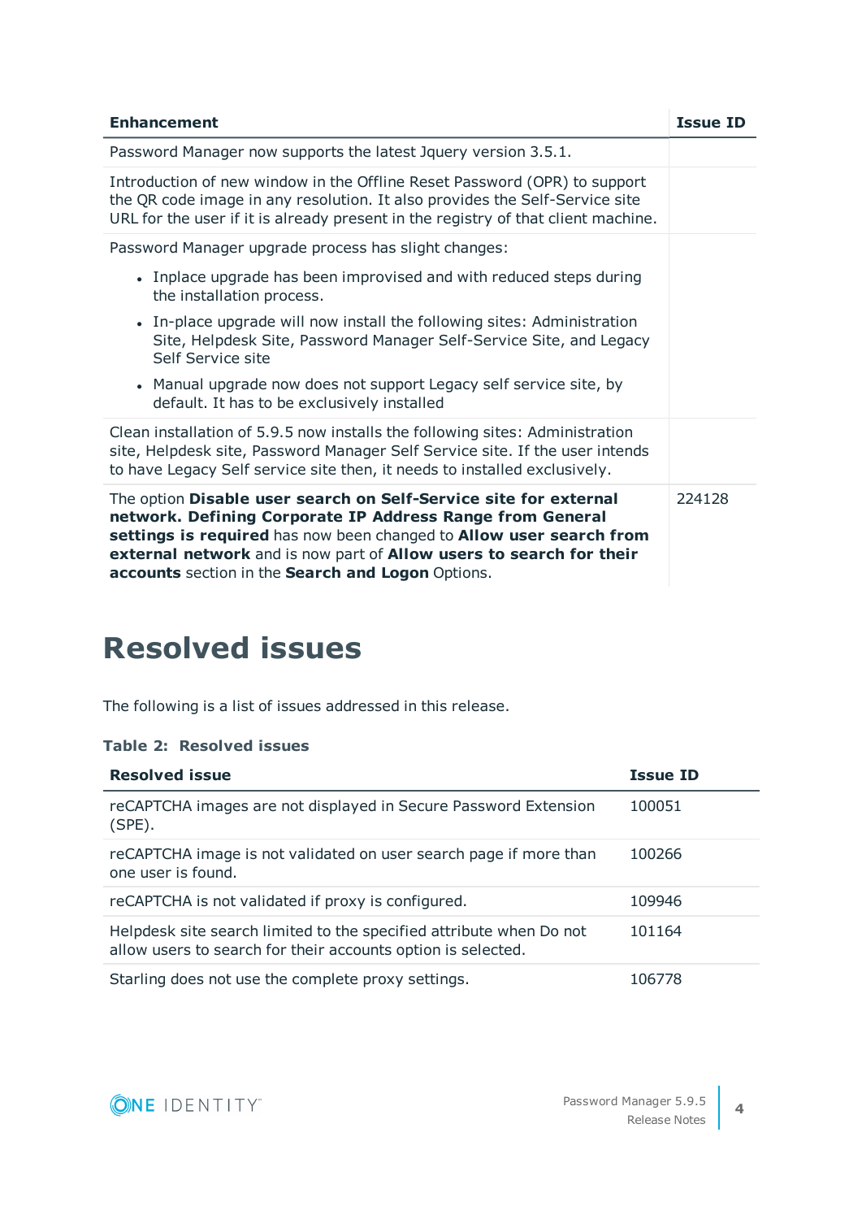| Enhancement | Issue ID |
| --- | --- |
| Password Manager now supports the latest Jquery version 3.5.1. | |
| Introduction of new window in the Offline Reset Password (OPR) to support the QR code image in any resolution. It also provides the Self-Service site URL for the user if it is already present in the registry of that client machine. | |
| Password Manager upgrade process has slight changes:<br>• Inplace upgrade has been improvised and with reduced steps during the installation process.<br>• In-place upgrade will now install the following sites: Administration Site, Helpdesk Site, Password Manager Self-Service Site, and Legacy Self Service site<br>• Manual upgrade now does not support Legacy self service site, by default. It has to be exclusively installed | |
| Clean installation of 5.9.5 now installs the following sites: Administration site, Helpdesk site, Password Manager Self Service site. If the user intends to have Legacy Self service site then, it needs to installed exclusively. | |
| The option **Disable user search on Self-Service site for external network. Defining Corporate IP Address Range from General settings is required** has now been changed to **Allow user search from external network** and is now part of **Allow users to search for their accounts** section in the **Search and Logon** Options. | 224128 |

# Resolved issues

The following is a list of issues addressed in this release.

**Table 2: Resolved issues**

| Resolved issue | Issue ID |
| --- | --- |
| reCAPTCHA images are not displayed in Secure Password Extension (SPE). | 100051 |
| reCAPTCHA image is not validated on user search page if more than one user is found. | 100266 |
| reCAPTCHA is not validated if proxy is configured. | 109946 |
| Helpdesk site search limited to the specified attribute when Do not allow users to search for their accounts option is selected. | 101164 |
| Starling does not use the complete proxy settings. | 106778 |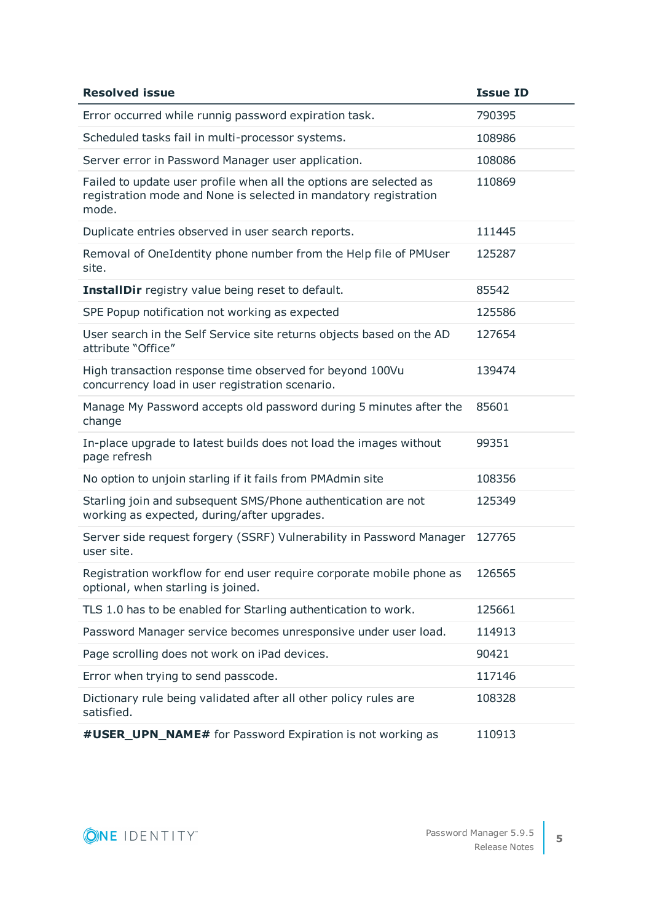| Resolved issue | Issue ID |
| --- | --- |
| Error occurred while runnig password expiration task. | 790395 |
| Scheduled tasks fail in multi-processor systems. | 108986 |
| Server error in Password Manager user application. | 108086 |
| Failed to update user profile when all the options are selected as registration mode and None is selected in mandatory registration mode. | 110869 |
| Duplicate entries observed in user search reports. | 111445 |
| Removal of OneIdentity phone number from the Help file of PMUser site. | 125287 |
| **InstallDir** registry value being reset to default. | 85542 |
| SPE Popup notification not working as expected | 125586 |
| User search in the Self Service site returns objects based on the AD attribute “Office” | 127654 |
| High transaction response time observed for beyond 100Vu concurrency load in user registration scenario. | 139474 |
| Manage My Password accepts old password during 5 minutes after the change | 85601 |
| In-place upgrade to latest builds does not load the images without page refresh | 99351 |
| No option to unjoin starling if it fails from PMAdmin site | 108356 |
| Starling join and subsequent SMS/Phone authentication are not working as expected, during/after upgrades. | 125349 |
| Server side request forgery (SSRF) Vulnerability in Password Manager user site. | 127765 |
| Registration workflow for end user require corporate mobile phone as optional, when starling is joined. | 126565 |
| TLS 1.0 has to be enabled for Starling authentication to work. | 125661 |
| Password Manager service becomes unresponsive under user load. | 114913 |
| Page scrolling does not work on iPad devices. | 90421 |
| Error when trying to send passcode. | 117146 |
| Dictionary rule being validated after all other policy rules are satisfied. | 108328 |
| **#USER_UPN_NAME#** for Password Expiration is not working as | 110913 |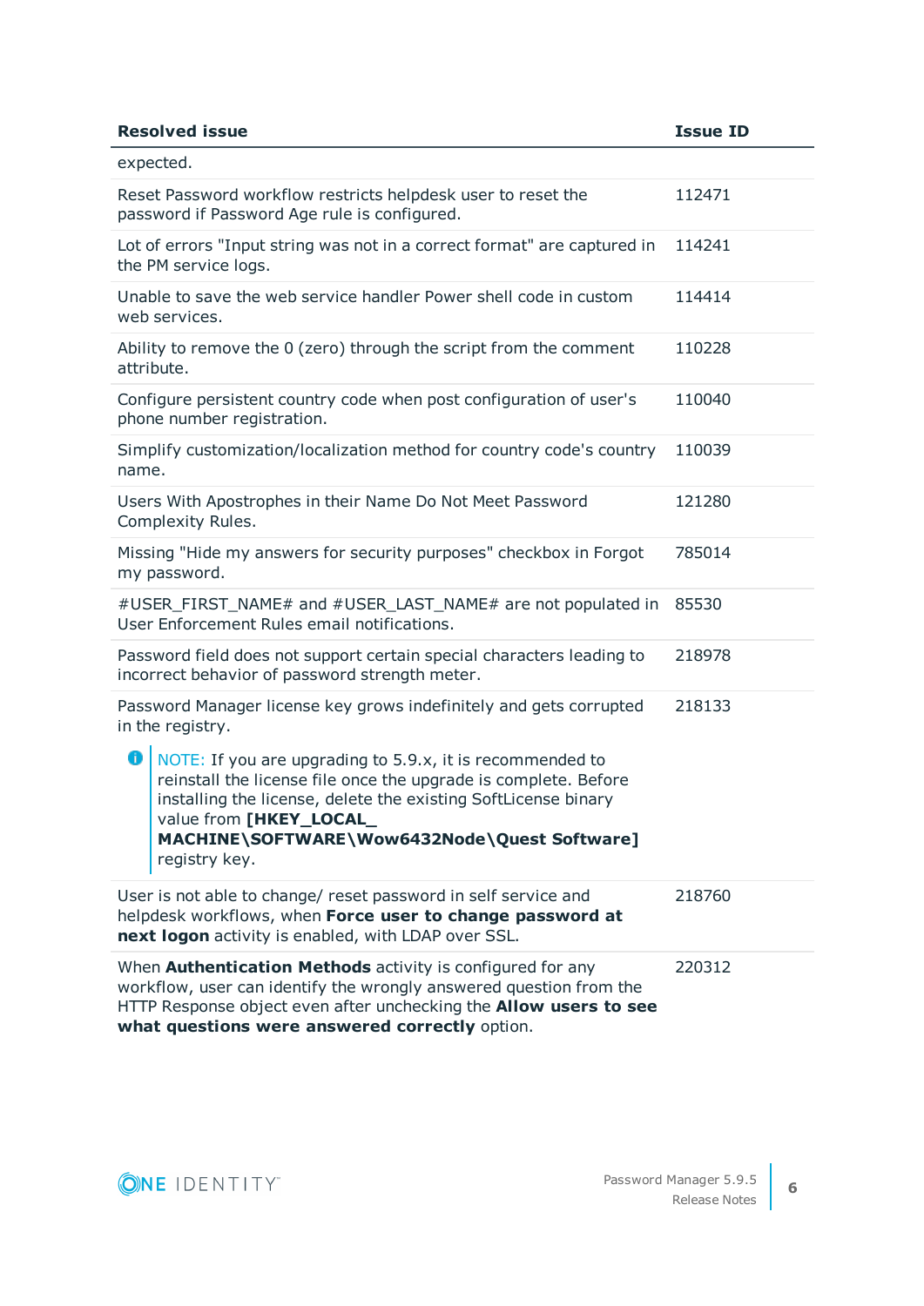| Resolved issue | Issue ID |
| --- | --- |
| expected. | |
| Reset Password workflow restricts helpdesk user to reset the password if Password Age rule is configured. | 112471 |
| Lot of errors "Input string was not in a correct format" are captured in the PM service logs. | 114241 |
| Unable to save the web service handler Power shell code in custom web services. | 114414 |
| Ability to remove the 0 (zero) through the script from the comment attribute. | 110228 |
| Configure persistent country code when post configuration of user's phone number registration. | 110040 |
| Simplify customization/localization method for country code's country name. | 110039 |
| Users With Apostrophes in their Name Do Not Meet Password Complexity Rules. | 121280 |
| Missing "Hide my answers for security purposes" checkbox in Forgot my password. | 785014 |
| #USER_FIRST_NAME# and #USER_LAST_NAME# are not populated in User Enforcement Rules email notifications. | 85530 |
| Password field does not support certain special characters leading to incorrect behavior of password strength meter. | 218978 |
| Password Manager license key grows indefinitely and gets corrupted in the registry.<br><br>NOTE: If you are upgrading to 5.9.x, it is recommended to reinstall the license file once the upgrade is complete. Before installing the license, delete the existing SoftLicense binary value from **[HKEY_LOCAL_MACHINE\SOFTWARE\Wow6432Node\Quest Software]** registry key. | 218133 |
| User is not able to change/ reset password in self service and helpdesk workflows, when **Force user to change password at next logon** activity is enabled, with LDAP over SSL. | 218760 |
| When **Authentication Methods** activity is configured for any workflow, user can identify the wrongly answered question from the HTTP Response object even after unchecking the **Allow users to see what questions were answered correctly** option. | 220312 |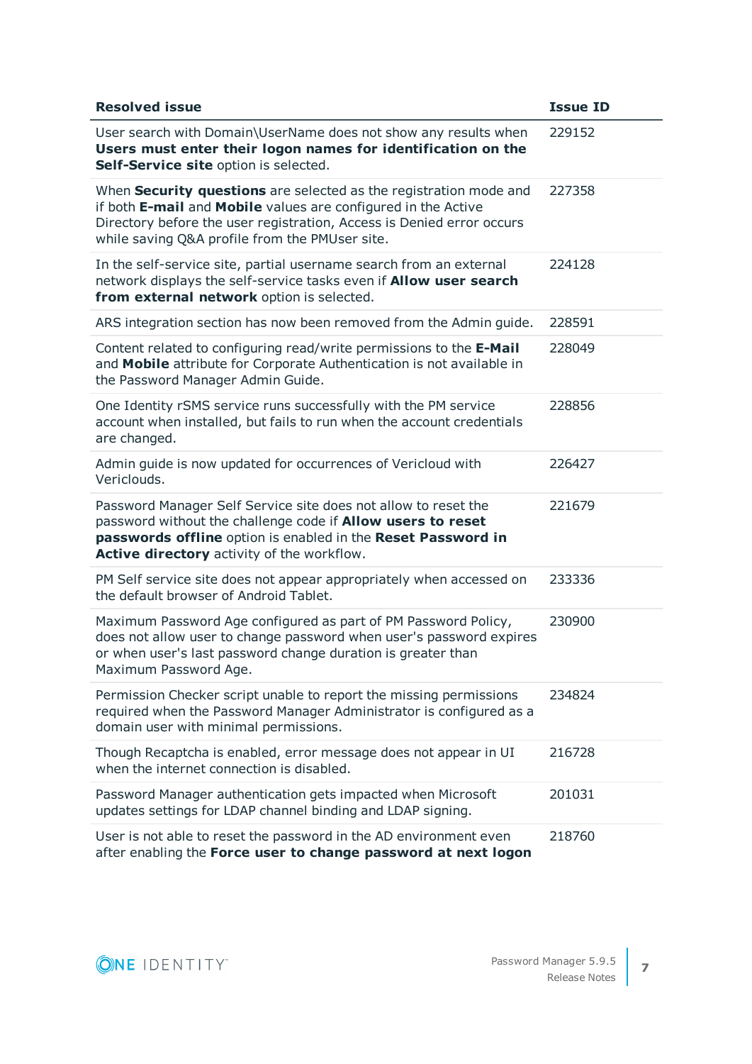| Resolved issue | Issue ID |
| --- | --- |
| User search with Domain\UserName does not show any results when **Users must enter their logon names for identification on the Self-Service site** option is selected. | 229152 |
| When **Security questions** are selected as the registration mode and if both **E-mail** and **Mobile** values are configured in the Active Directory before the user registration, Access is Denied error occurs while saving Q&A profile from the PMUser site. | 227358 |
| In the self-service site, partial username search from an external network displays the self-service tasks even if **Allow user search from external network** option is selected. | 224128 |
| ARS integration section has now been removed from the Admin guide. | 228591 |
| Content related to configuring read/write permissions to the **E-Mail** and **Mobile** attribute for Corporate Authentication is not available in the Password Manager Admin Guide. | 228049 |
| One Identity rSMS service runs successfully with the PM service account when installed, but fails to run when the account credentials are changed. | 228856 |
| Admin guide is now updated for occurrences of Vericloud with Vericlouds. | 226427 |
| Password Manager Self Service site does not allow to reset the password without the challenge code if **Allow users to reset passwords offline** option is enabled in the **Reset Password in Active directory** activity of the workflow. | 221679 |
| PM Self service site does not appear appropriately when accessed on the default browser of Android Tablet. | 233336 |
| Maximum Password Age configured as part of PM Password Policy, does not allow user to change password when user's password expires or when user's last password change duration is greater than Maximum Password Age. | 230900 |
| Permission Checker script unable to report the missing permissions required when the Password Manager Administrator is configured as a domain user with minimal permissions. | 234824 |
| Though Recaptcha is enabled, error message does not appear in UI when the internet connection is disabled. | 216728 |
| Password Manager authentication gets impacted when Microsoft updates settings for LDAP channel binding and LDAP signing. | 201031 |
| User is not able to reset the password in the AD environment even after enabling the **Force user to change password at next logon** | 218760 |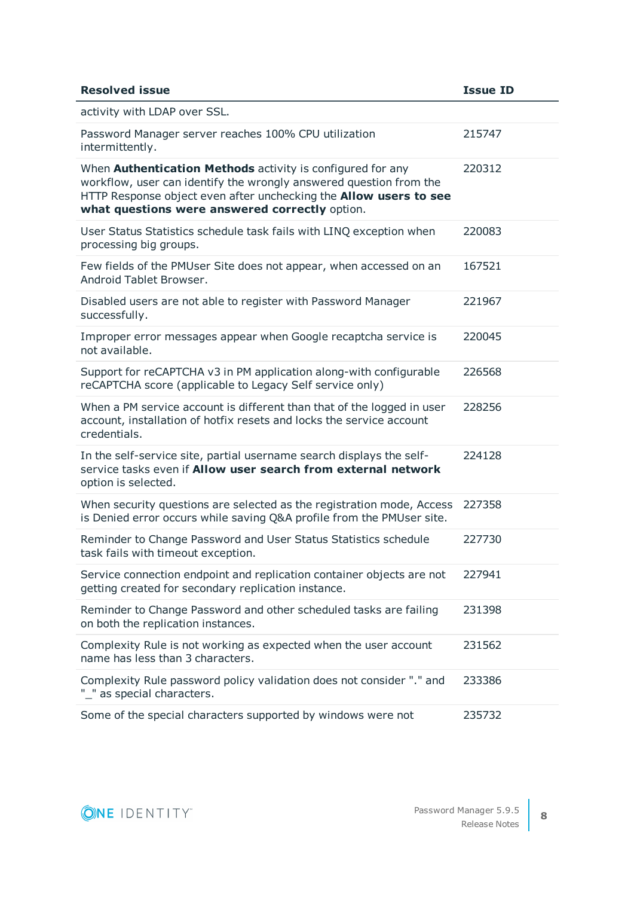| Resolved issue | Issue ID |
| --- | --- |
| activity with LDAP over SSL. | |
| Password Manager server reaches 100% CPU utilization intermittently. | 215747 |
| When **Authentication Methods** activity is configured for any workflow, user can identify the wrongly answered question from the HTTP Response object even after unchecking the **Allow users to see what questions were answered correctly** option. | 220312 |
| User Status Statistics schedule task fails with LINQ exception when processing big groups. | 220083 |
| Few fields of the PMUser Site does not appear, when accessed on an Android Tablet Browser. | 167521 |
| Disabled users are not able to register with Password Manager successfully. | 221967 |
| Improper error messages appear when Google recaptcha service is not available. | 220045 |
| Support for reCAPTCHA v3 in PM application along-with configurable reCAPTCHA score (applicable to Legacy Self service only) | 226568 |
| When a PM service account is different than that of the logged in user account, installation of hotfix resets and locks the service account credentials. | 228256 |
| In the self-service site, partial username search displays the self-service tasks even if **Allow user search from external network** option is selected. | 224128 |
| When security questions are selected as the registration mode, Access is Denied error occurs while saving Q&A profile from the PMUser site. | 227358 |
| Reminder to Change Password and User Status Statistics schedule task fails with timeout exception. | 227730 |
| Service connection endpoint and replication container objects are not getting created for secondary replication instance. | 227941 |
| Reminder to Change Password and other scheduled tasks are failing on both the replication instances. | 231398 |
| Complexity Rule is not working as expected when the user account name has less than 3 characters. | 231562 |
| Complexity Rule password policy validation does not consider "." and "_" as special characters. | 233386 |
| Some of the special characters supported by windows were not | 235732 |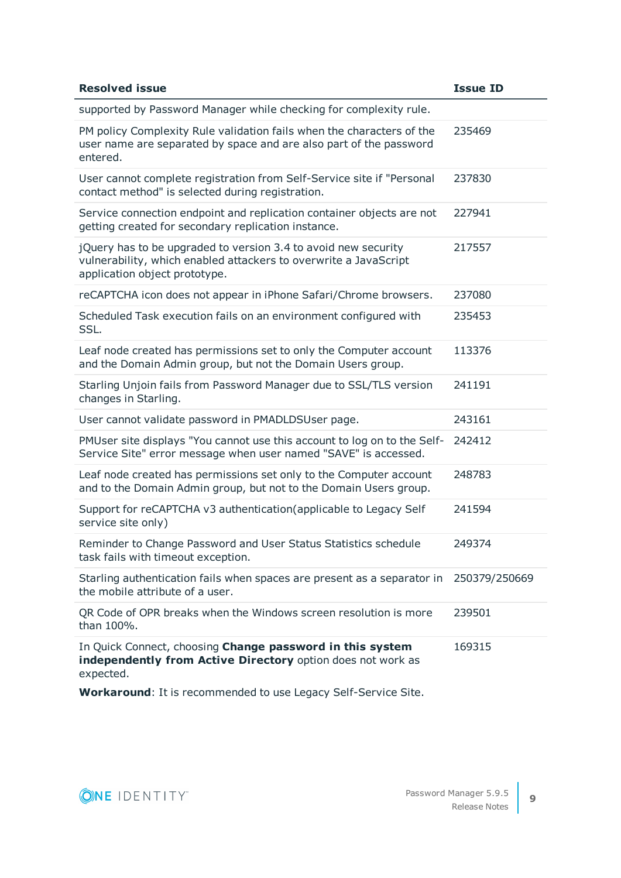| Resolved issue | Issue ID |
|---|---|
| supported by Password Manager while checking for complexity rule. | |
| PM policy Complexity Rule validation fails when the characters of the user name are separated by space and are also part of the password entered. | 235469 |
| User cannot complete registration from Self-Service site if "Personal contact method" is selected during registration. | 237830 |
| Service connection endpoint and replication container objects are not getting created for secondary replication instance. | 227941 |
| jQuery has to be upgraded to version 3.4 to avoid new security vulnerability, which enabled attackers to overwrite a JavaScript application object prototype. | 217557 |
| reCAPTCHA icon does not appear in iPhone Safari/Chrome browsers. | 237080 |
| Scheduled Task execution fails on an environment configured with SSL. | 235453 |
| Leaf node created has permissions set to only the Computer account and the Domain Admin group, but not the Domain Users group. | 113376 |
| Starling Unjoin fails from Password Manager due to SSL/TLS version changes in Starling. | 241191 |
| User cannot validate password in PMADLDSUser page. | 243161 |
| PMUser site displays "You cannot use this account to log on to the Self-Service Site" error message when user named "SAVE" is accessed. | 242412 |
| Leaf node created has permissions set only to the Computer account and to the Domain Admin group, but not to the Domain Users group. | 248783 |
| Support for reCAPTCHA v3 authentication(applicable to Legacy Self service site only) | 241594 |
| Reminder to Change Password and User Status Statistics schedule task fails with timeout exception. | 249374 |
| Starling authentication fails when spaces are present as a separator in the mobile attribute of a user. | 250379/250669 |
| QR Code of OPR breaks when the Windows screen resolution is more than 100%. | 239501 |
| In Quick Connect, choosing **Change password in this system independently from Active Directory** option does not work as expected.<br><br>**Workaround**: It is recommended to use Legacy Self-Service Site. | 169315 |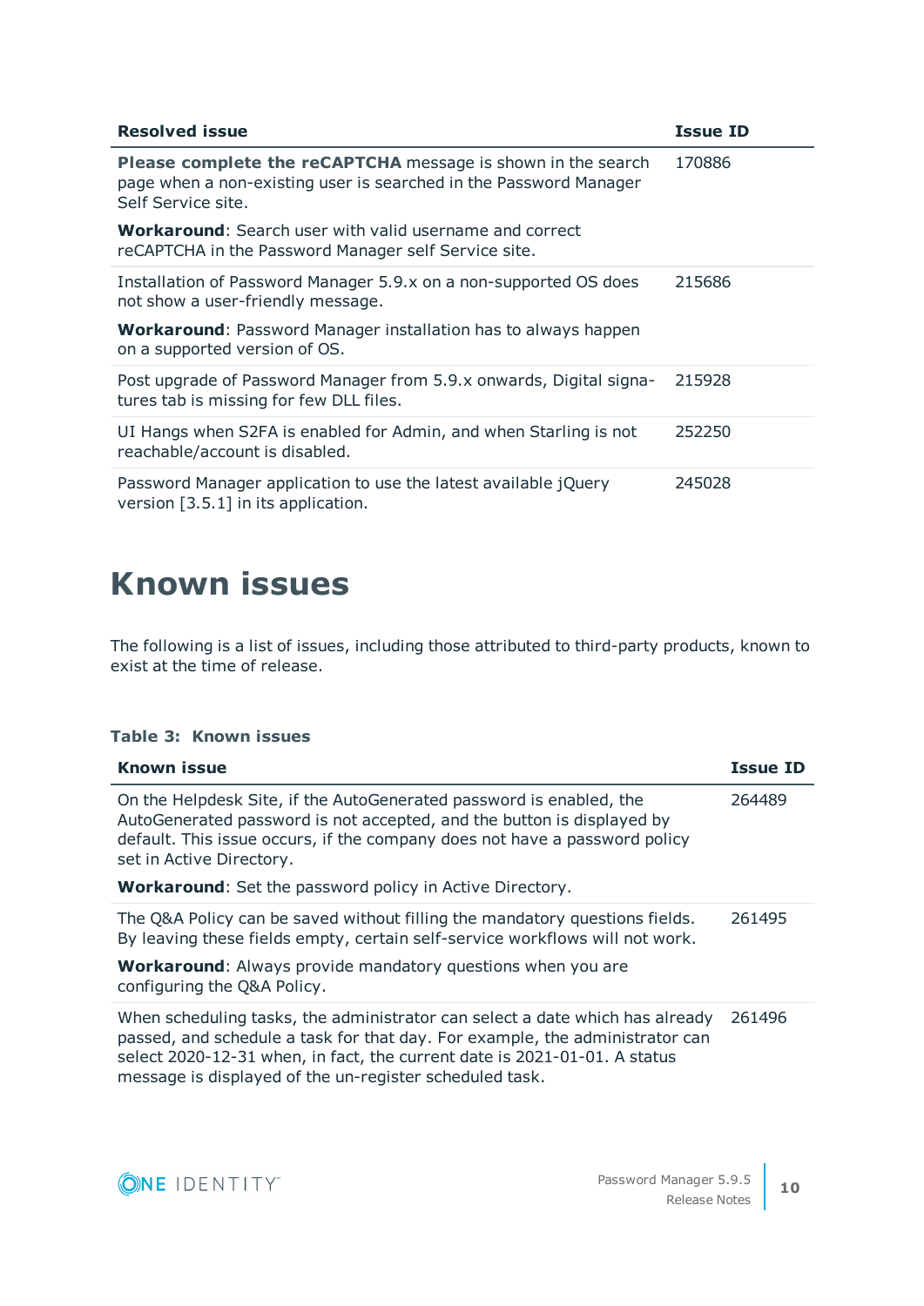| Resolved issue | Issue ID |
| --- | --- |
| **Please complete the reCAPTCHA** message is shown in the search page when a non-existing user is searched in the Password Manager Self Service site.<br><br>**Workaround**: Search user with valid username and correct reCAPTCHA in the Password Manager self Service site. | 170886 |
| Installation of Password Manager 5.9.x on a non-supported OS does not show a user-friendly message.<br><br>**Workaround**: Password Manager installation has to always happen on a supported version of OS. | 215686 |
| Post upgrade of Password Manager from 5.9.x onwards, Digital signatures tab is missing for few DLL files. | 215928 |
| UI Hangs when S2FA is enabled for Admin, and when Starling is not reachable/account is disabled. | 252250 |
| Password Manager application to use the latest available jQuery version [3.5.1] in its application. | 245028 |

# Known issues

The following is a list of issues, including those attributed to third-party products, known to exist at the time of release.

**Table 3: Known issues**

| Known issue | Issue ID |
| --- | --- |
| On the Helpdesk Site, if the AutoGenerated password is enabled, the AutoGenerated password is not accepted, and the button is displayed by default. This issue occurs, if the company does not have a password policy set in Active Directory.<br><br>**Workaround**: Set the password policy in Active Directory. | 264489 |
| The Q&A Policy can be saved without filling the mandatory questions fields. By leaving these fields empty, certain self-service workflows will not work.<br><br>**Workaround**: Always provide mandatory questions when you are configuring the Q&A Policy. | 261495 |
| When scheduling tasks, the administrator can select a date which has already passed, and schedule a task for that day. For example, the administrator can select 2020-12-31 when, in fact, the current date is 2021-01-01. A status message is displayed of the un-register scheduled task. | 261496 |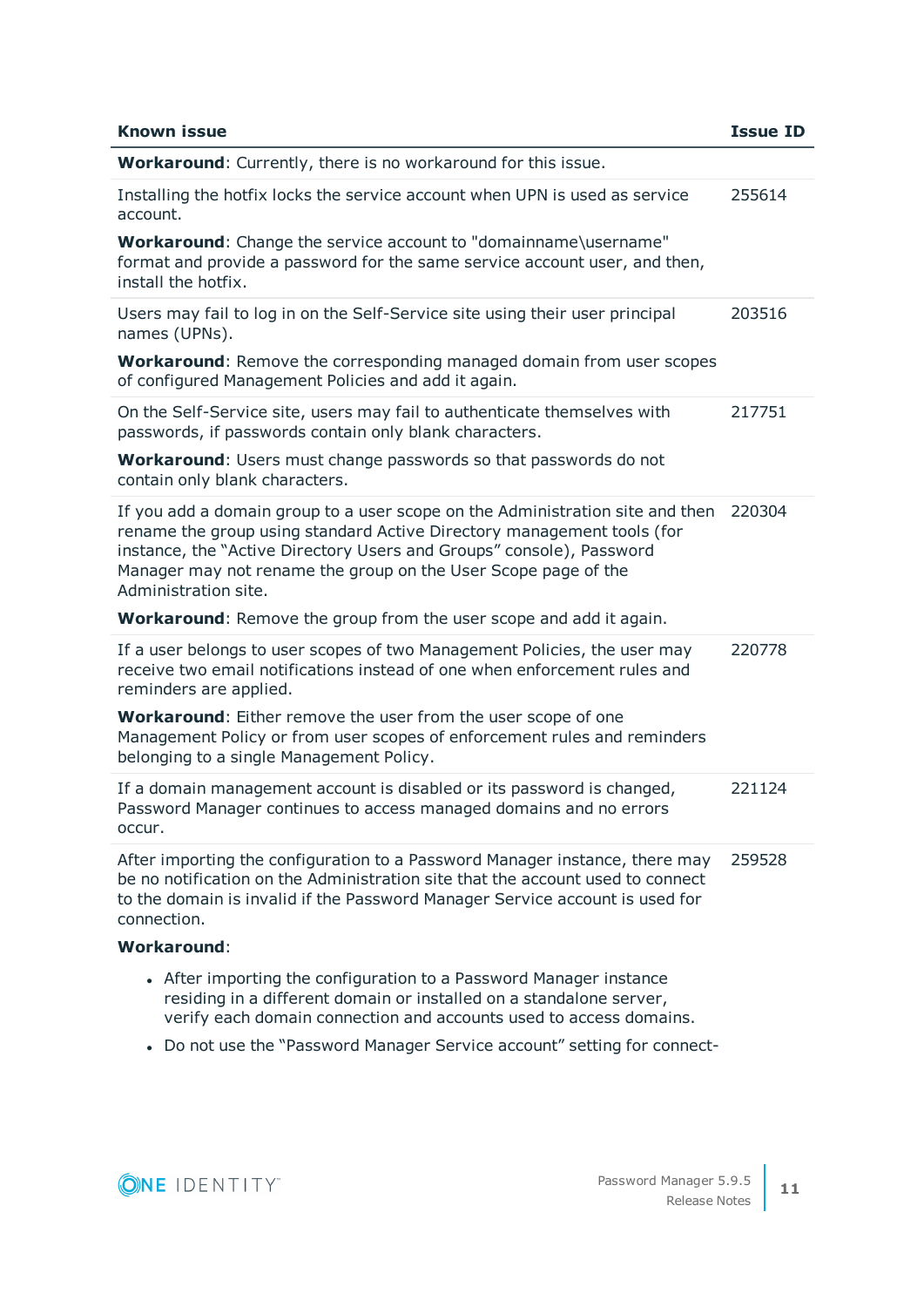| Known issue | Issue ID |
| --- | --- |
| **Workaround**: Currently, there is no workaround for this issue. | |
| Installing the hotfix locks the service account when UPN is used as service account.<br><br>**Workaround**: Change the service account to "domainname\username" format and provide a password for the same service account user, and then, install the hotfix. | 255614 |
| Users may fail to log in on the Self-Service site using their user principal names (UPNs).<br><br>**Workaround**: Remove the corresponding managed domain from user scopes of configured Management Policies and add it again. | 203516 |
| On the Self-Service site, users may fail to authenticate themselves with passwords, if passwords contain only blank characters.<br><br>**Workaround**: Users must change passwords so that passwords do not contain only blank characters. | 217751 |
| If you add a domain group to a user scope on the Administration site and then rename the group using standard Active Directory management tools (for instance, the “Active Directory Users and Groups” console), Password Manager may not rename the group on the User Scope page of the Administration site.<br><br>**Workaround**: Remove the group from the user scope and add it again. | 220304 |
| If a user belongs to user scopes of two Management Policies, the user may receive two email notifications instead of one when enforcement rules and reminders are applied.<br><br>**Workaround**: Either remove the user from the user scope of one Management Policy or from user scopes of enforcement rules and reminders belonging to a single Management Policy. | 220778 |
| If a domain management account is disabled or its password is changed, Password Manager continues to access managed domains and no errors occur. | 221124 |
| After importing the configuration to a Password Manager instance, there may be no notification on the Administration site that the account used to connect to the domain is invalid if the Password Manager Service account is used for connection.<br><br>**Workaround**:<br><br>• After importing the configuration to a Password Manager instance residing in a different domain or installed on a standalone server, verify each domain connection and accounts used to access domains.<br><br>• Do not use the “Password Manager Service account” setting for connect- | 259528 |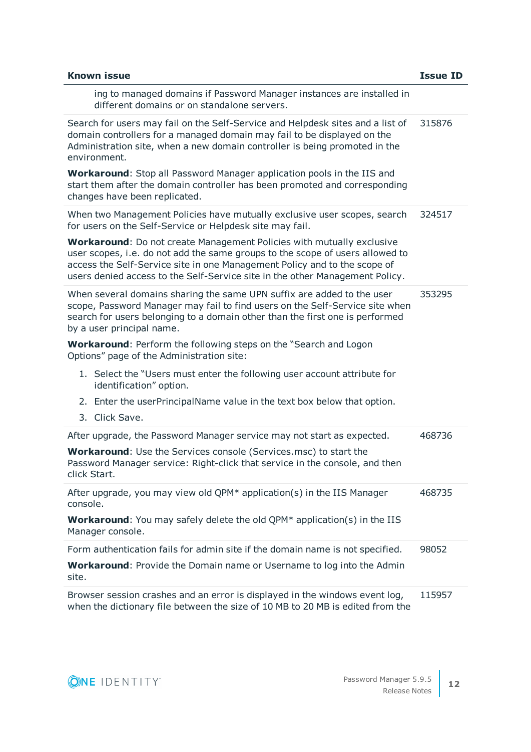| Known issue | Issue ID |
| --- | --- |
| ing to managed domains if Password Manager instances are installed in different domains or on standalone servers. | |
| Search for users may fail on the Self-Service and Helpdesk sites and a list of domain controllers for a managed domain may fail to be displayed on the Administration site, when a new domain controller is being promoted in the environment.<br><br>**Workaround**: Stop all Password Manager application pools in the IIS and start them after the domain controller has been promoted and corresponding changes have been replicated. | 315876 |
| When two Management Policies have mutually exclusive user scopes, search for users on the Self-Service or Helpdesk site may fail.<br><br>**Workaround**: Do not create Management Policies with mutually exclusive user scopes, i.e. do not add the same groups to the scope of users allowed to access the Self-Service site in one Management Policy and to the scope of users denied access to the Self-Service site in the other Management Policy. | 324517 |
| When several domains sharing the same UPN suffix are added to the user scope, Password Manager may fail to find users on the Self-Service site when search for users belonging to a domain other than the first one is performed by a user principal name.<br><br>**Workaround**: Perform the following steps on the "Search and Logon Options" page of the Administration site:<br><br>1. Select the "Users must enter the following user account attribute for identification" option.<br>2. Enter the userPrincipalName value in the text box below that option.<br>3. Click Save. | 353295 |
| After upgrade, the Password Manager service may not start as expected.<br><br>**Workaround**: Use the Services console (Services.msc) to start the Password Manager service: Right-click that service in the console, and then click Start. | 468736 |
| After upgrade, you may view old QPM* application(s) in the IIS Manager console.<br><br>**Workaround**: You may safely delete the old QPM* application(s) in the IIS Manager console. | 468735 |
| Form authentication fails for admin site if the domain name is not specified.<br><br>**Workaround**: Provide the Domain name or Username to log into the Admin site. | 98052 |
| Browser session crashes and an error is displayed in the windows event log, when the dictionary file between the size of 10 MB to 20 MB is edited from the | 115957 |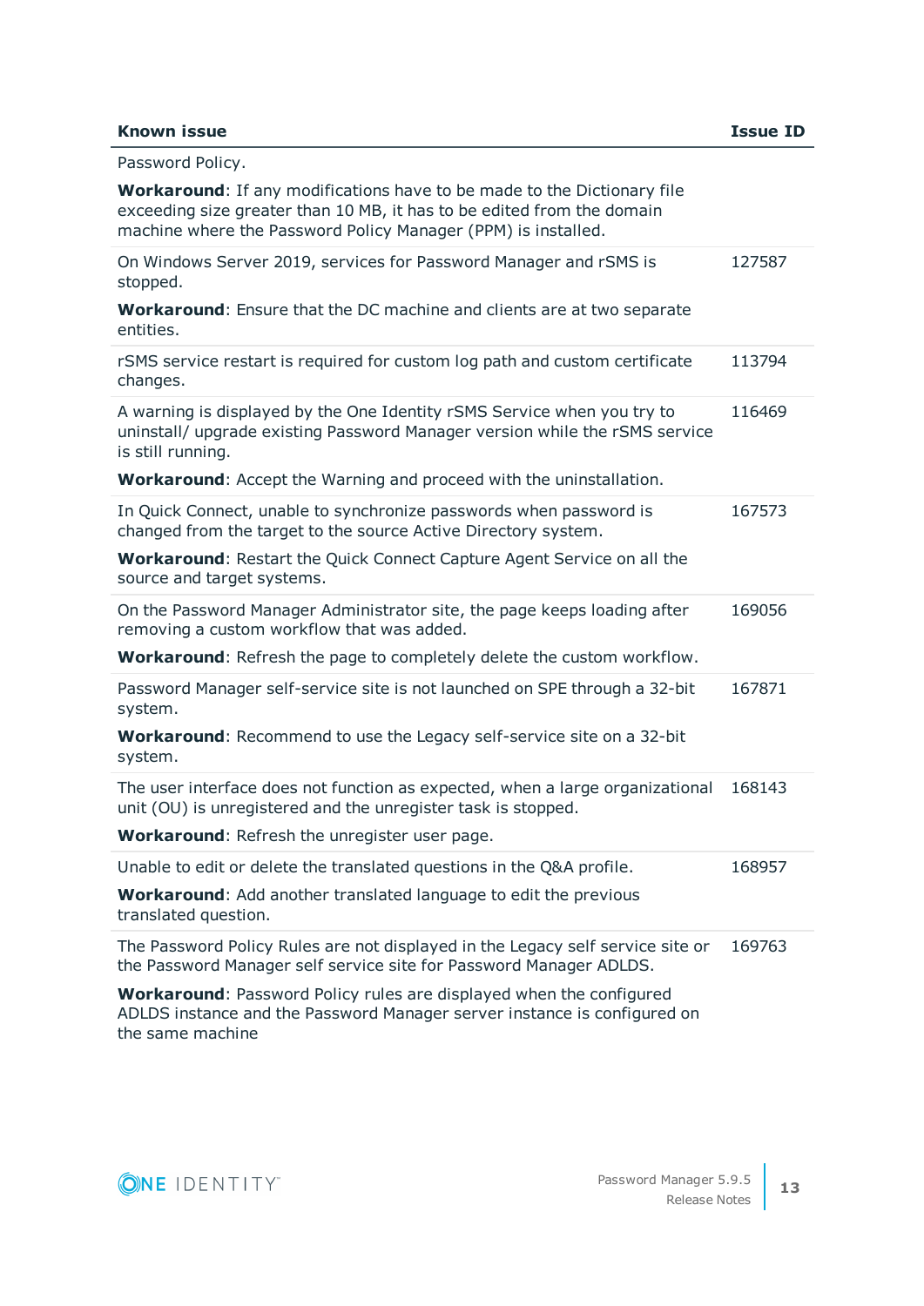| Known issue | Issue ID |
| --- | --- |
| Password Policy.<br><br>**Workaround**: If any modifications have to be made to the Dictionary file exceeding size greater than 10 MB, it has to be edited from the domain machine where the Password Policy Manager (PPM) is installed. | |
| On Windows Server 2019, services for Password Manager and rSMS is stopped.<br><br>**Workaround**: Ensure that the DC machine and clients are at two separate entities. | 127587 |
| rSMS service restart is required for custom log path and custom certificate changes. | 113794 |
| A warning is displayed by the One Identity rSMS Service when you try to uninstall/ upgrade existing Password Manager version while the rSMS service is still running.<br><br>**Workaround**: Accept the Warning and proceed with the uninstallation. | 116469 |
| In Quick Connect, unable to synchronize passwords when password is changed from the target to the source Active Directory system.<br><br>**Workaround**: Restart the Quick Connect Capture Agent Service on all the source and target systems. | 167573 |
| On the Password Manager Administrator site, the page keeps loading after removing a custom workflow that was added.<br><br>**Workaround**: Refresh the page to completely delete the custom workflow. | 169056 |
| Password Manager self-service site is not launched on SPE through a 32-bit system.<br><br>**Workaround**: Recommend to use the Legacy self-service site on a 32-bit system. | 167871 |
| The user interface does not function as expected, when a large organizational unit (OU) is unregistered and the unregister task is stopped.<br><br>**Workaround**: Refresh the unregister user page. | 168143 |
| Unable to edit or delete the translated questions in the Q&A profile.<br><br>**Workaround**: Add another translated language to edit the previous translated question. | 168957 |
| The Password Policy Rules are not displayed in the Legacy self service site or the Password Manager self service site for Password Manager ADLDS.<br><br>**Workaround**: Password Policy rules are displayed when the configured ADLDS instance and the Password Manager server instance is configured on the same machine | 169763 |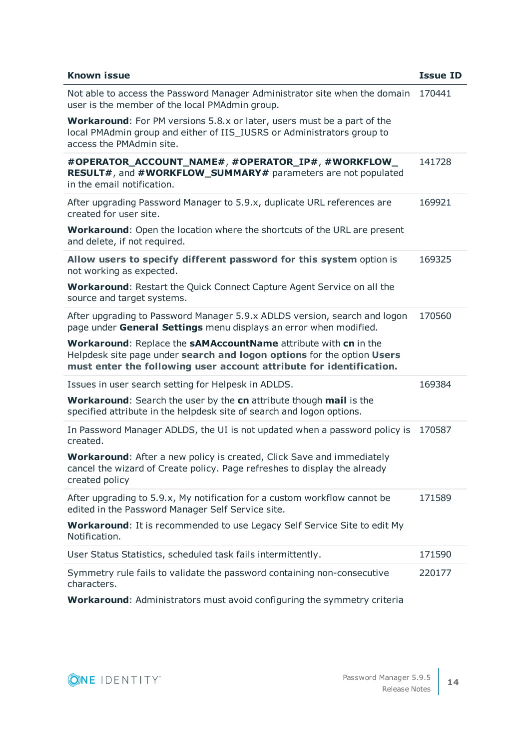| Known issue | Issue ID |
|---|---|
| Not able to access the Password Manager Administrator site when the domain user is the member of the local PMAdmin group.<br><br>**Workaround**: For PM versions 5.8.x or later, users must be a part of the local PMAdmin group and either of IIS_IUSRS or Administrators group to access the PMAdmin site. | 170441 |
| **#OPERATOR_ACCOUNT_NAME#**, **#OPERATOR_IP#**, **#WORKFLOW_RESULT#**, and **#WORKFLOW_SUMMARY#** parameters are not populated in the email notification. | 141728 |
| After upgrading Password Manager to 5.9.x, duplicate URL references are created for user site.<br><br>**Workaround**: Open the location where the shortcuts of the URL are present and delete, if not required. | 169921 |
| **Allow users to specify different password for this system** option is not working as expected.<br><br>**Workaround**: Restart the Quick Connect Capture Agent Service on all the source and target systems. | 169325 |
| After upgrading to Password Manager 5.9.x ADLDS version, search and logon page under **General Settings** menu displays an error when modified.<br><br>**Workaround**: Replace the **sAMAccountName** attribute with **cn** in the Helpdesk site page under **search and logon options** for the option **Users must enter the following user account attribute for identification.** | 170560 |
| Issues in user search setting for Helpesk in ADLDS.<br><br>**Workaround**: Search the user by the **cn** attribute though **mail** is the specified attribute in the helpdesk site of search and logon options. | 169384 |
| In Password Manager ADLDS, the UI is not updated when a password policy is created.<br><br>**Workaround**: After a new policy is created, Click Save and immediately cancel the wizard of Create policy. Page refreshes to display the already created policy | 170587 |
| After upgrading to 5.9.x, My notification for a custom workflow cannot be edited in the Password Manager Self Service site.<br><br>**Workaround**: It is recommended to use Legacy Self Service Site to edit My Notification. | 171589 |
| User Status Statistics, scheduled task fails intermittently. | 171590 |
| Symmetry rule fails to validate the password containing non-consecutive characters.<br><br>**Workaround**: Administrators must avoid configuring the symmetry criteria | 220177 |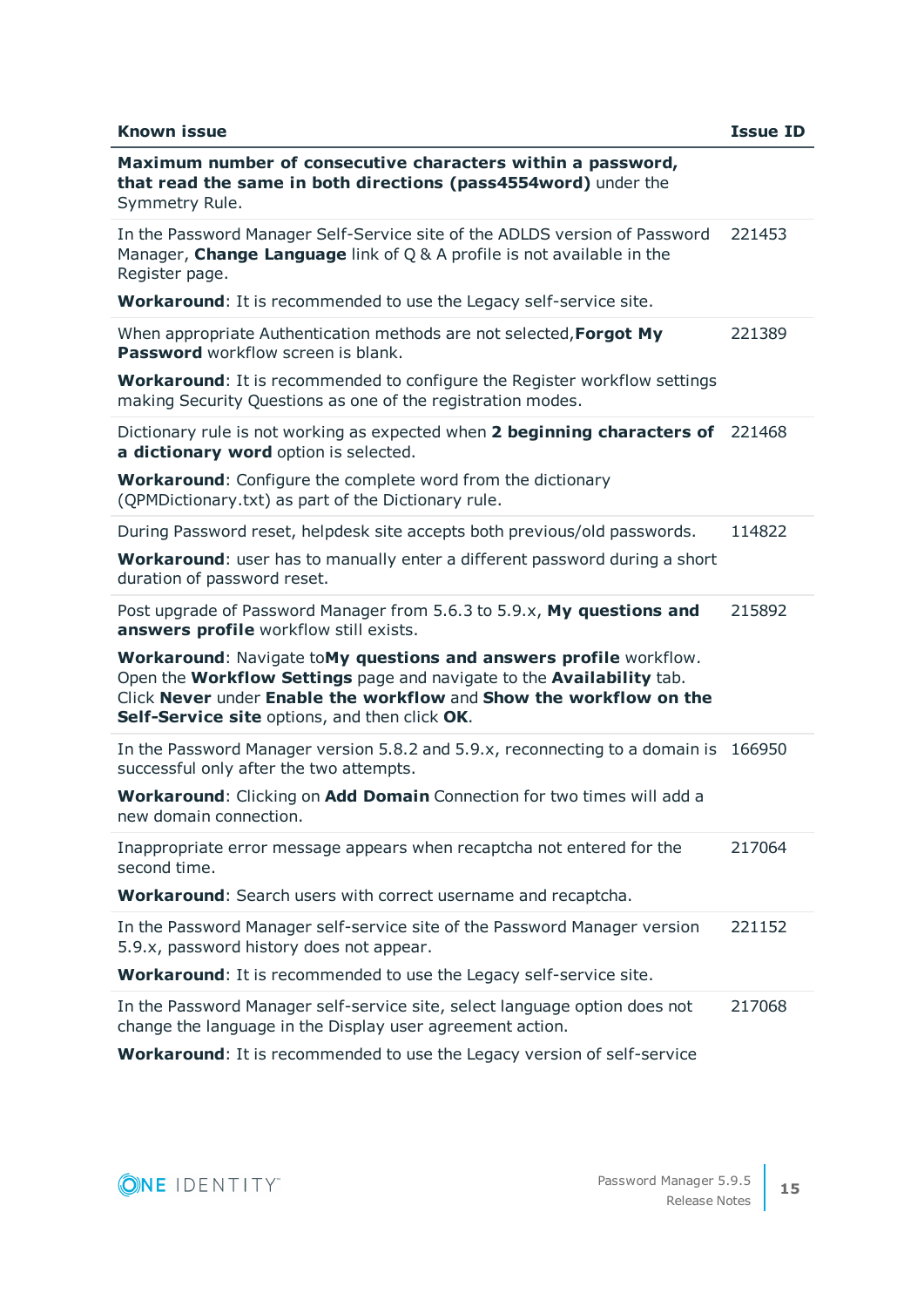| Known issue | Issue ID |
|---|---|
| **Maximum number of consecutive characters within a password, that read the same in both directions (pass4554word)** under the Symmetry Rule. | |
| In the Password Manager Self-Service site of the ADLDS version of Password Manager, **Change Language** link of Q & A profile is not available in the Register page.<br><br>**Workaround**: It is recommended to use the Legacy self-service site. | 221453 |
| When appropriate Authentication methods are not selected,**Forgot My Password** workflow screen is blank.<br><br>**Workaround**: It is recommended to configure the Register workflow settings making Security Questions as one of the registration modes. | 221389 |
| Dictionary rule is not working as expected when **2 beginning characters of a dictionary word** option is selected.<br><br>**Workaround**: Configure the complete word from the dictionary (QPMDictionary.txt) as part of the Dictionary rule. | 221468 |
| During Password reset, helpdesk site accepts both previous/old passwords.<br><br>**Workaround**: user has to manually enter a different password during a short duration of password reset. | 114822 |
| Post upgrade of Password Manager from 5.6.3 to 5.9.x, **My questions and answers profile** workflow still exists.<br><br>**Workaround**: Navigate to**My questions and answers profile** workflow. Open the **Workflow Settings** page and navigate to the **Availability** tab. Click **Never** under **Enable the workflow** and **Show the workflow on the Self-Service site** options, and then click **OK**. | 215892 |
| In the Password Manager version 5.8.2 and 5.9.x, reconnecting to a domain is successful only after the two attempts.<br><br>**Workaround**: Clicking on **Add Domain** Connection for two times will add a new domain connection. | 166950 |
| Inappropriate error message appears when recaptcha not entered for the second time.<br><br>**Workaround**: Search users with correct username and recaptcha. | 217064 |
| In the Password Manager self-service site of the Password Manager version 5.9.x, password history does not appear.<br><br>**Workaround**: It is recommended to use the Legacy self-service site. | 221152 |
| In the Password Manager self-service site, select language option does not change the language in the Display user agreement action.<br><br>**Workaround**: It is recommended to use the Legacy version of self-service | 217068 |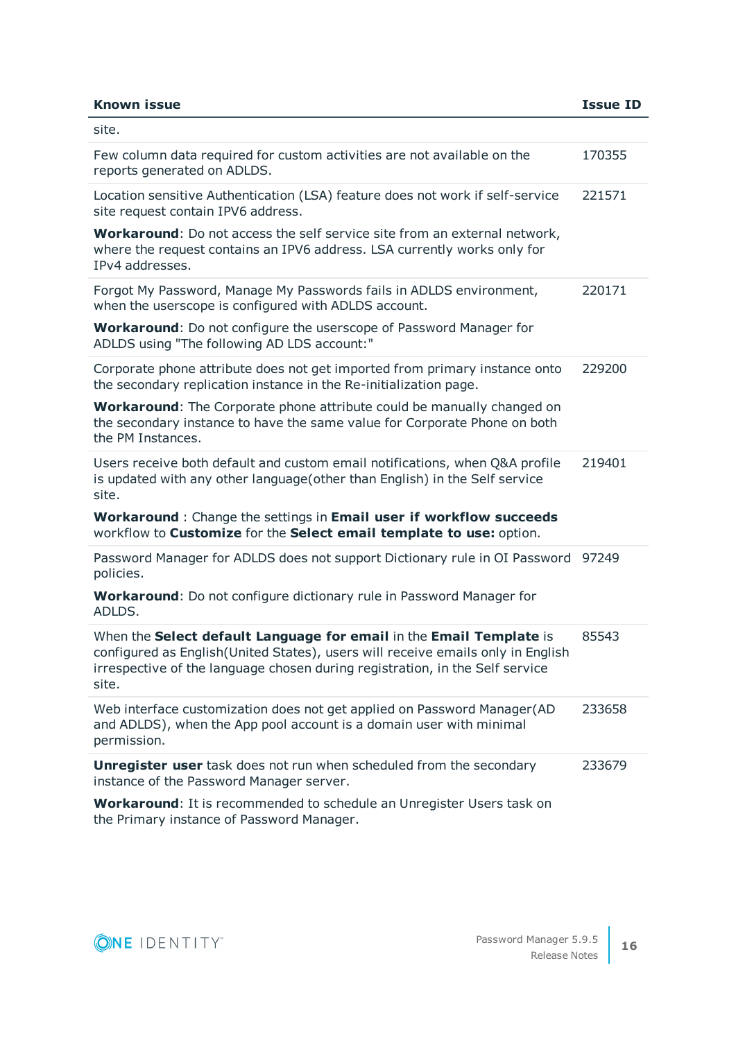| Known issue | Issue ID |
|---|---|
| site. | |
| Few column data required for custom activities are not available on the reports generated on ADLDS. | 170355 |
| Location sensitive Authentication (LSA) feature does not work if self-service site request contain IPV6 address.<br><br>**Workaround**: Do not access the self service site from an external network, where the request contains an IPV6 address. LSA currently works only for IPv4 addresses. | 221571 |
| Forgot My Password, Manage My Passwords fails in ADLDS environment, when the userscope is configured with ADLDS account.<br><br>**Workaround**: Do not configure the userscope of Password Manager for ADLDS using "The following AD LDS account:" | 220171 |
| Corporate phone attribute does not get imported from primary instance onto the secondary replication instance in the Re-initialization page.<br><br>**Workaround**: The Corporate phone attribute could be manually changed on the secondary instance to have the same value for Corporate Phone on both the PM Instances. | 229200 |
| Users receive both default and custom email notifications, when Q&A profile is updated with any other language(other than English) in the Self service site.<br><br>**Workaround** : Change the settings in **Email user if workflow succeeds** workflow to **Customize** for the **Select email template to use:** option. | 219401 |
| Password Manager for ADLDS does not support Dictionary rule in OI Password policies.<br><br>**Workaround**: Do not configure dictionary rule in Password Manager for ADLDS. | 97249 |
| When the **Select default Language for email** in the **Email Template** is configured as English(United States), users will receive emails only in English irrespective of the language chosen during registration, in the Self service site. | 85543 |
| Web interface customization does not get applied on Password Manager(AD and ADLDS), when the App pool account is a domain user with minimal permission. | 233658 |
| **Unregister user** task does not run when scheduled from the secondary instance of the Password Manager server.<br><br>**Workaround**: It is recommended to schedule an Unregister Users task on the Primary instance of Password Manager. | 233679 |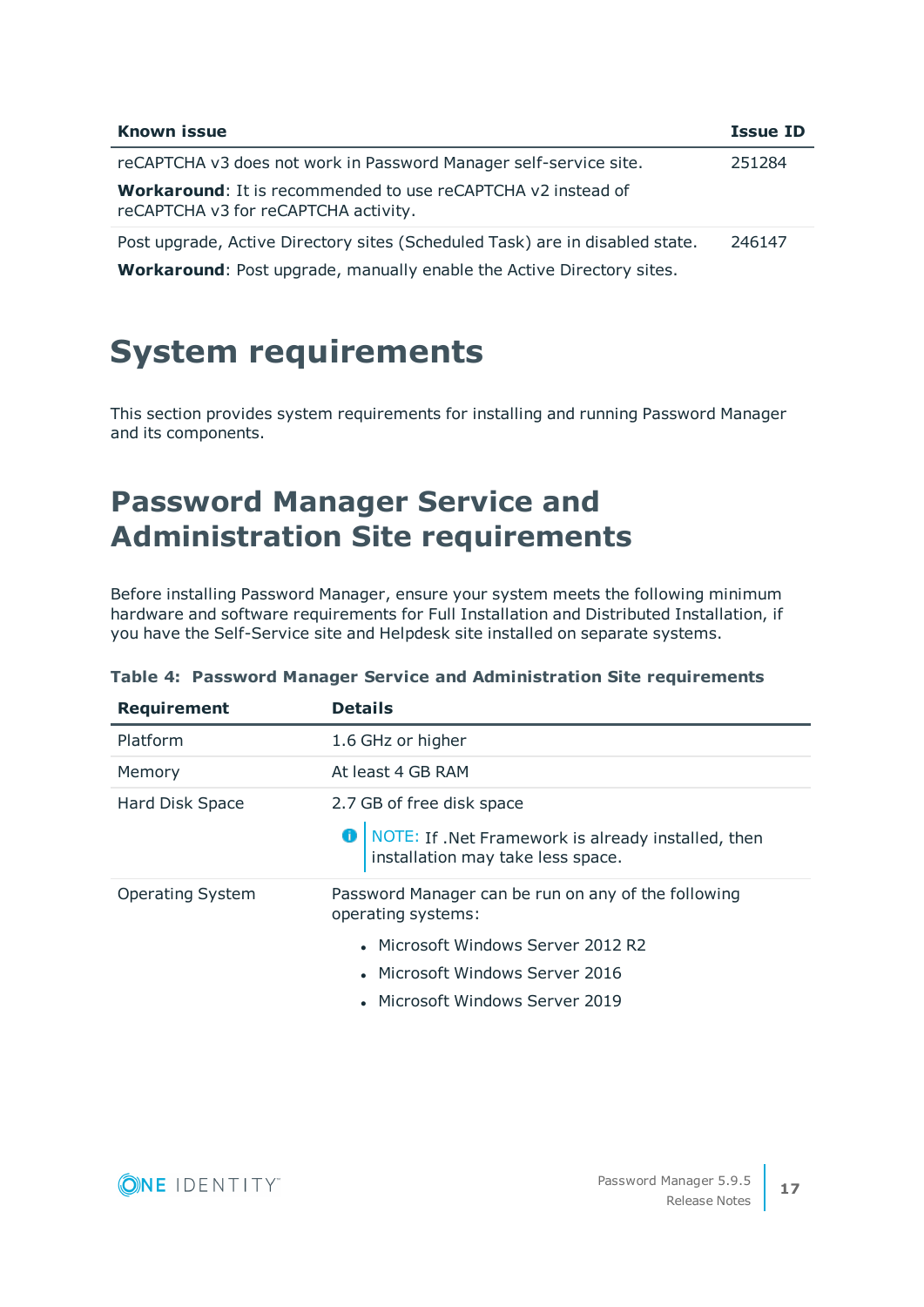| Known issue | Issue ID |
|---|---|
| reCAPTCHA v3 does not work in Password Manager self-service site.<br><br>**Workaround**: It is recommended to use reCAPTCHA v2 instead of reCAPTCHA v3 for reCAPTCHA activity. | 251284 |
| Post upgrade, Active Directory sites (Scheduled Task) are in disabled state.<br><br>**Workaround**: Post upgrade, manually enable the Active Directory sites. | 246147 |

# System requirements

This section provides system requirements for installing and running Password Manager and its components.

## Password Manager Service and Administration Site requirements

Before installing Password Manager, ensure your system meets the following minimum hardware and software requirements for Full Installation and Distributed Installation, if you have the Self-Service site and Helpdesk site installed on separate systems.

**Table 4: Password Manager Service and Administration Site requirements**

| Requirement | Details |
|---|---|
| Platform | 1.6 GHz or higher |
| Memory | At least 4 GB RAM |
| Hard Disk Space | 2.7 GB of free disk space<br><br>NOTE: If .Net Framework is already installed, then installation may take less space. |
| Operating System | Password Manager can be run on any of the following operating systems:<br><br>• Microsoft Windows Server 2012 R2<br>• Microsoft Windows Server 2016<br>• Microsoft Windows Server 2019 |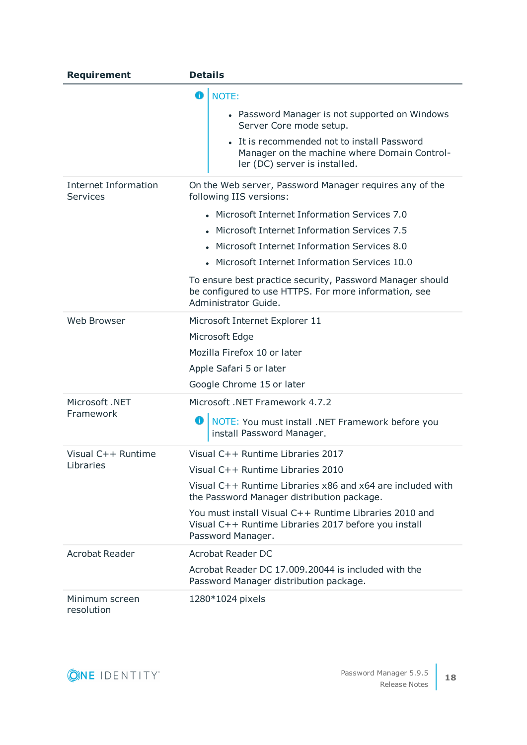| Requirement | Details |
|---|---|
| | NOTE:<br>• Password Manager is not supported on Windows Server Core mode setup.<br>• It is recommended not to install Password Manager on the machine where Domain Controller (DC) server is installed. |
| Internet Information Services | On the Web server, Password Manager requires any of the following IIS versions:<br>• Microsoft Internet Information Services 7.0<br>• Microsoft Internet Information Services 7.5<br>• Microsoft Internet Information Services 8.0<br>• Microsoft Internet Information Services 10.0<br>To ensure best practice security, Password Manager should be configured to use HTTPS. For more information, see Administrator Guide. |
| Web Browser | Microsoft Internet Explorer 11<br>Microsoft Edge<br>Mozilla Firefox 10 or later<br>Apple Safari 5 or later<br>Google Chrome 15 or later |
| Microsoft .NET Framework | Microsoft .NET Framework 4.7.2<br>NOTE: You must install .NET Framework before you install Password Manager. |
| Visual C++ Runtime Libraries | Visual C++ Runtime Libraries 2017<br>Visual C++ Runtime Libraries 2010<br>Visual C++ Runtime Libraries x86 and x64 are included with the Password Manager distribution package.<br>You must install Visual C++ Runtime Libraries 2010 and Visual C++ Runtime Libraries 2017 before you install Password Manager. |
| Acrobat Reader | Acrobat Reader DC<br>Acrobat Reader DC 17.009.20044 is included with the Password Manager distribution package. |
| Minimum screen resolution | 1280*1024 pixels |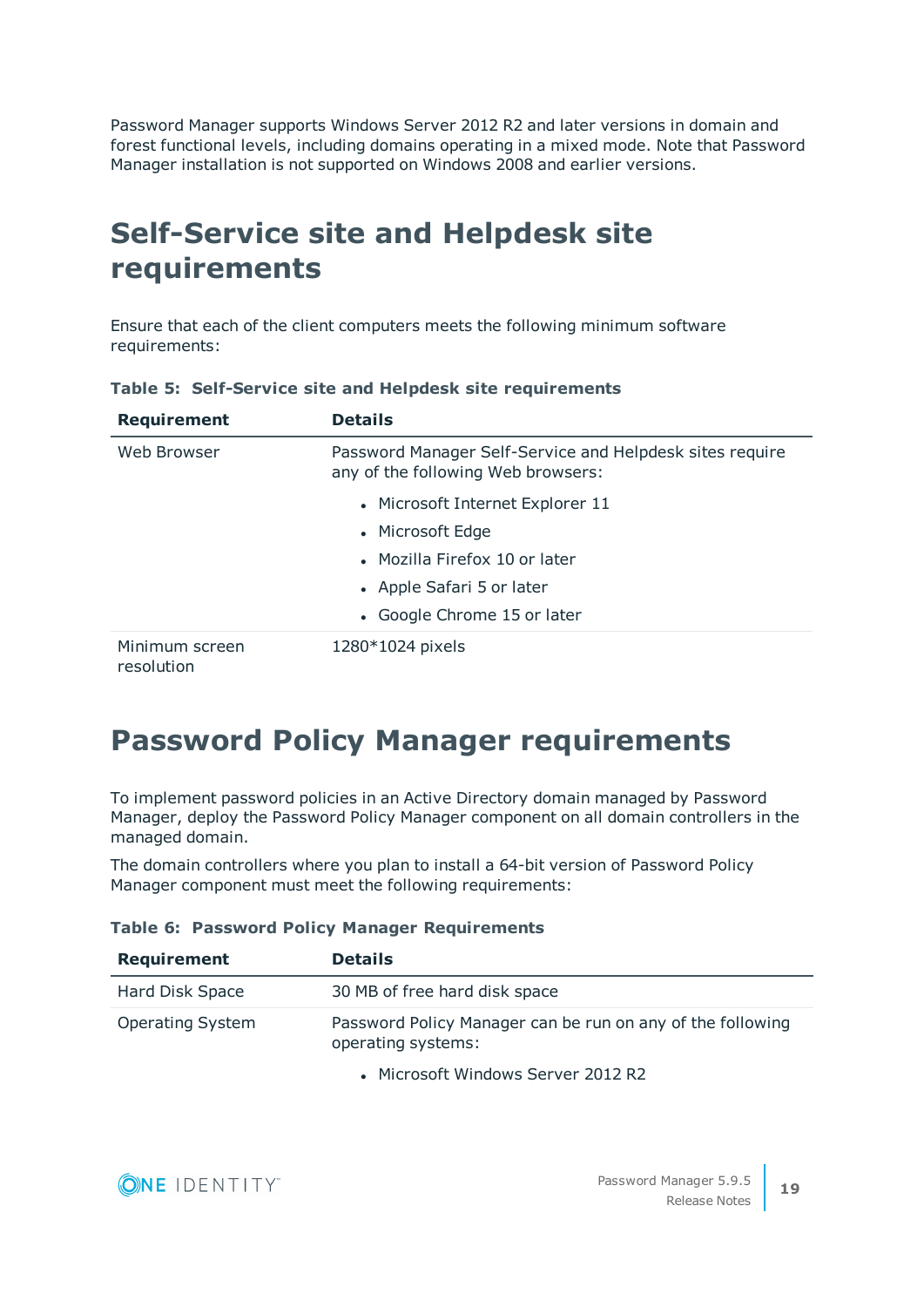Password Manager supports Windows Server 2012 R2 and later versions in domain and forest functional levels, including domains operating in a mixed mode. Note that Password Manager installation is not supported on Windows 2008 and earlier versions.

# Self-Service site and Helpdesk site requirements

Ensure that each of the client computers meets the following minimum software requirements:

**Table 5: Self-Service site and Helpdesk site requirements**

| Requirement | Details |
| --- | --- |
| Web Browser | Password Manager Self-Service and Helpdesk sites require any of the following Web browsers:<br>• Microsoft Internet Explorer 11<br>• Microsoft Edge<br>• Mozilla Firefox 10 or later<br>• Apple Safari 5 or later<br>• Google Chrome 15 or later |
| Minimum screen resolution | 1280*1024 pixels |

# Password Policy Manager requirements

To implement password policies in an Active Directory domain managed by Password Manager, deploy the Password Policy Manager component on all domain controllers in the managed domain.

The domain controllers where you plan to install a 64-bit version of Password Policy Manager component must meet the following requirements:

**Table 6: Password Policy Manager Requirements**

| Requirement | Details |
| --- | --- |
| Hard Disk Space | 30 MB of free hard disk space |
| Operating System | Password Policy Manager can be run on any of the following operating systems:<br>• Microsoft Windows Server 2012 R2 |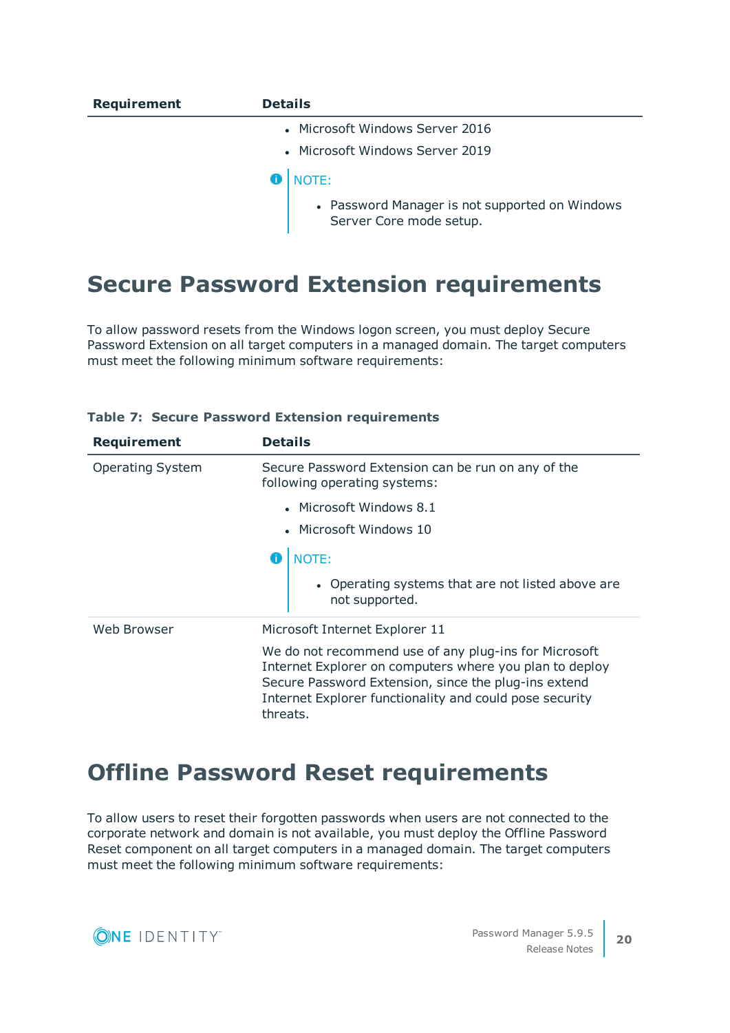| Requirement | Details |
|---|---|
| | • Microsoft Windows Server 2016<br>• Microsoft Windows Server 2019<br><br>NOTE:<br>• Password Manager is not supported on Windows Server Core mode setup. |

## Secure Password Extension requirements

To allow password resets from the Windows logon screen, you must deploy Secure Password Extension on all target computers in a managed domain. The target computers must meet the following minimum software requirements:

**Table 7: Secure Password Extension requirements**

| Requirement | Details |
|---|---|
| Operating System | Secure Password Extension can be run on any of the following operating systems:<br>• Microsoft Windows 8.1<br>• Microsoft Windows 10<br><br>NOTE:<br>• Operating systems that are not listed above are not supported. |
| Web Browser | Microsoft Internet Explorer 11<br><br>We do not recommend use of any plug-ins for Microsoft Internet Explorer on computers where you plan to deploy Secure Password Extension, since the plug-ins extend Internet Explorer functionality and could pose security threats. |

## Offline Password Reset requirements

To allow users to reset their forgotten passwords when users are not connected to the corporate network and domain is not available, you must deploy the Offline Password Reset component on all target computers in a managed domain. The target computers must meet the following minimum software requirements: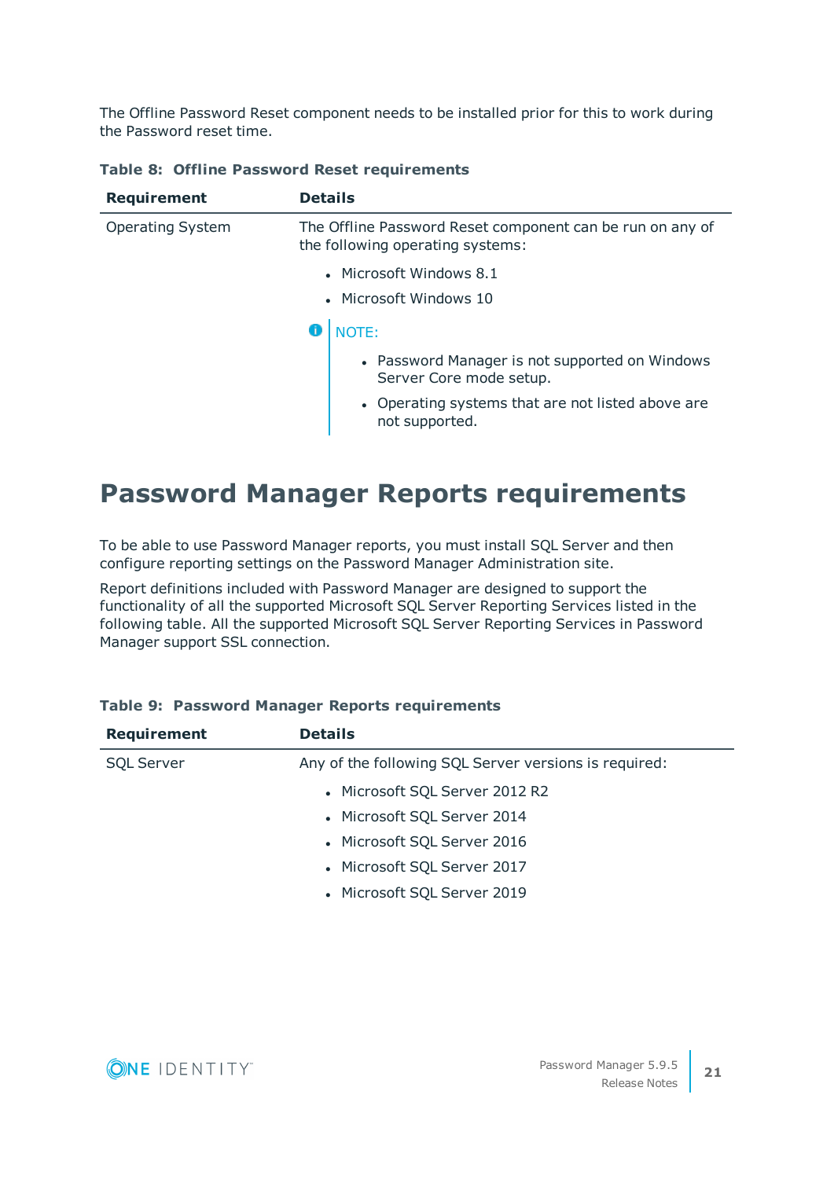The Offline Password Reset component needs to be installed prior for this to work during the Password reset time.

**Table 8: Offline Password Reset requirements**

| Requirement | Details |
|---|---|
| Operating System | The Offline Password Reset component can be run on any of the following operating systems:<br>• Microsoft Windows 8.1<br>• Microsoft Windows 10<br><br>NOTE:<br>• Password Manager is not supported on Windows Server Core mode setup.<br>• Operating systems that are not listed above are not supported. |

# Password Manager Reports requirements

To be able to use Password Manager reports, you must install SQL Server and then configure reporting settings on the Password Manager Administration site.

Report definitions included with Password Manager are designed to support the functionality of all the supported Microsoft SQL Server Reporting Services listed in the following table. All the supported Microsoft SQL Server Reporting Services in Password Manager support SSL connection.

**Table 9: Password Manager Reports requirements**

| Requirement | Details |
|---|---|
| SQL Server | Any of the following SQL Server versions is required:<br>• Microsoft SQL Server 2012 R2<br>• Microsoft SQL Server 2014<br>• Microsoft SQL Server 2016<br>• Microsoft SQL Server 2017<br>• Microsoft SQL Server 2019 |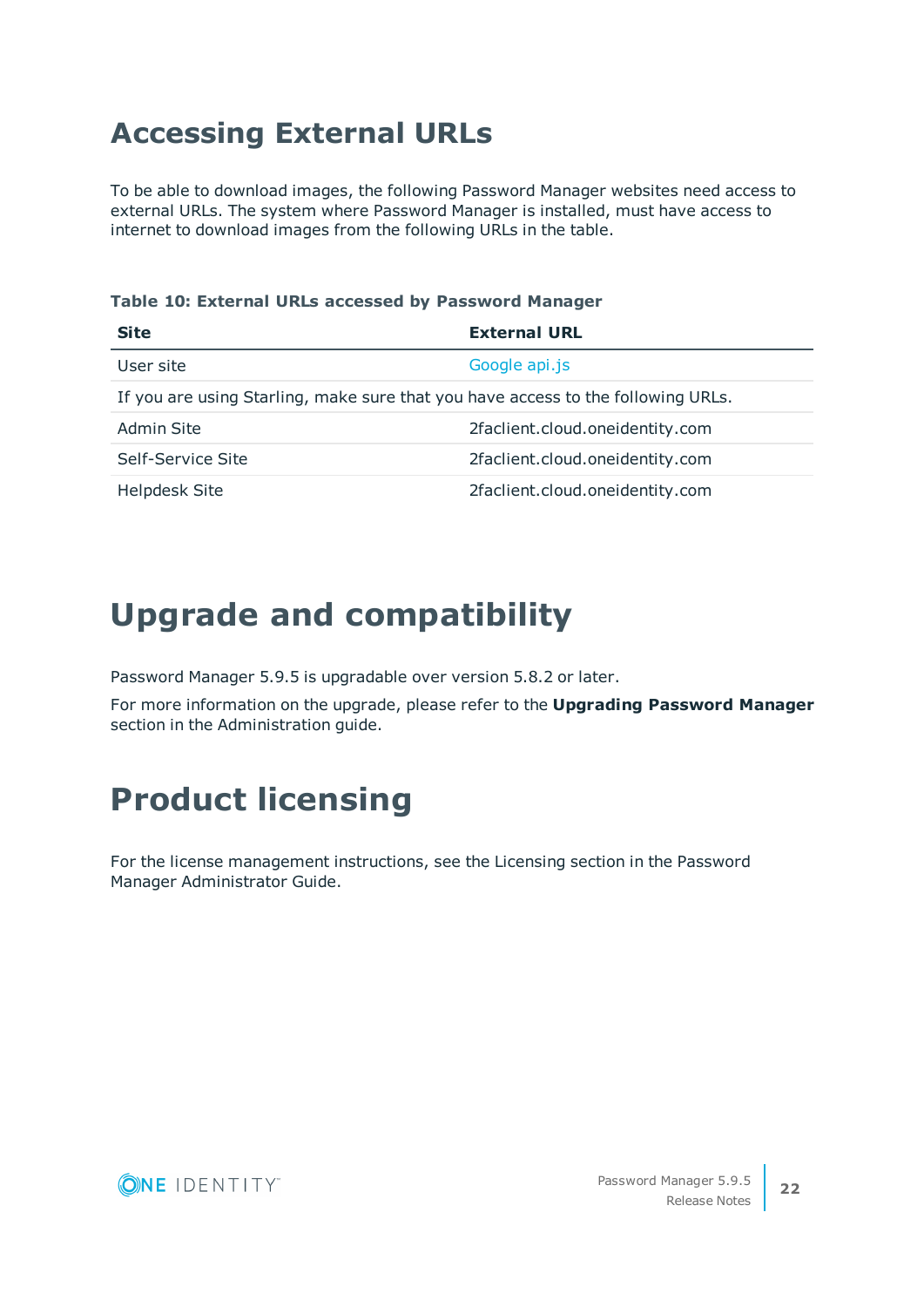# Accessing External URLs

To be able to download images, the following Password Manager websites need access to external URLs. The system where Password Manager is installed, must have access to internet to download images from the following URLs in the table.

**Table 10: External URLs accessed by Password Manager**

| Site | External URL |
|---|---|
| User site | Google api.js |
| If you are using Starling, make sure that you have access to the following URLs. | |
| Admin Site | 2faclient.cloud.oneidentity.com |
| Self-Service Site | 2faclient.cloud.oneidentity.com |
| Helpdesk Site | 2faclient.cloud.oneidentity.com |

# Upgrade and compatibility

Password Manager 5.9.5 is upgradable over version 5.8.2 or later.

For more information on the upgrade, please refer to the **Upgrading Password Manager** section in the Administration guide.

# Product licensing

For the license management instructions, see the Licensing section in the Password Manager Administrator Guide.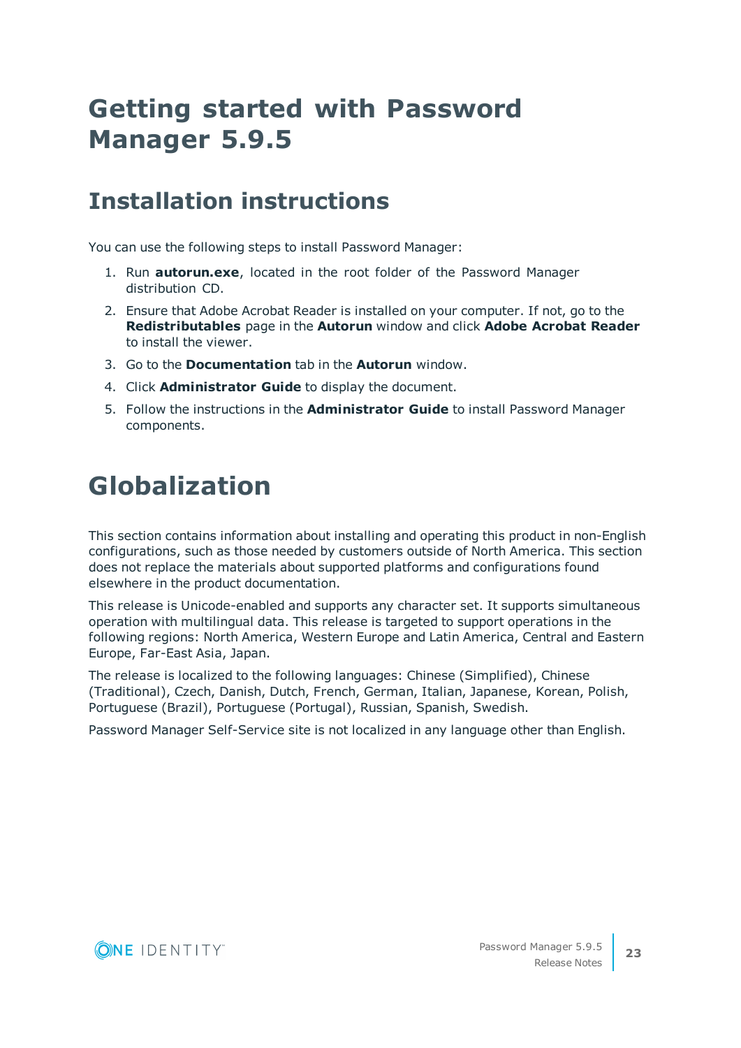# Getting started with Password Manager 5.9.5

## Installation instructions

You can use the following steps to install Password Manager:

1. Run **autorun.exe**, located in the root folder of the Password Manager distribution CD.
2. Ensure that Adobe Acrobat Reader is installed on your computer. If not, go to the **Redistributables** page in the **Autorun** window and click **Adobe Acrobat Reader** to install the viewer.
3. Go to the **Documentation** tab in the **Autorun** window.
4. Click **Administrator Guide** to display the document.
5. Follow the instructions in the **Administrator Guide** to install Password Manager components.

# Globalization

This section contains information about installing and operating this product in non-English configurations, such as those needed by customers outside of North America. This section does not replace the materials about supported platforms and configurations found elsewhere in the product documentation.

This release is Unicode-enabled and supports any character set. It supports simultaneous operation with multilingual data. This release is targeted to support operations in the following regions: North America, Western Europe and Latin America, Central and Eastern Europe, Far-East Asia, Japan.

The release is localized to the following languages: Chinese (Simplified), Chinese (Traditional), Czech, Danish, Dutch, French, German, Italian, Japanese, Korean, Polish, Portuguese (Brazil), Portuguese (Portugal), Russian, Spanish, Swedish.

Password Manager Self-Service site is not localized in any language other than English.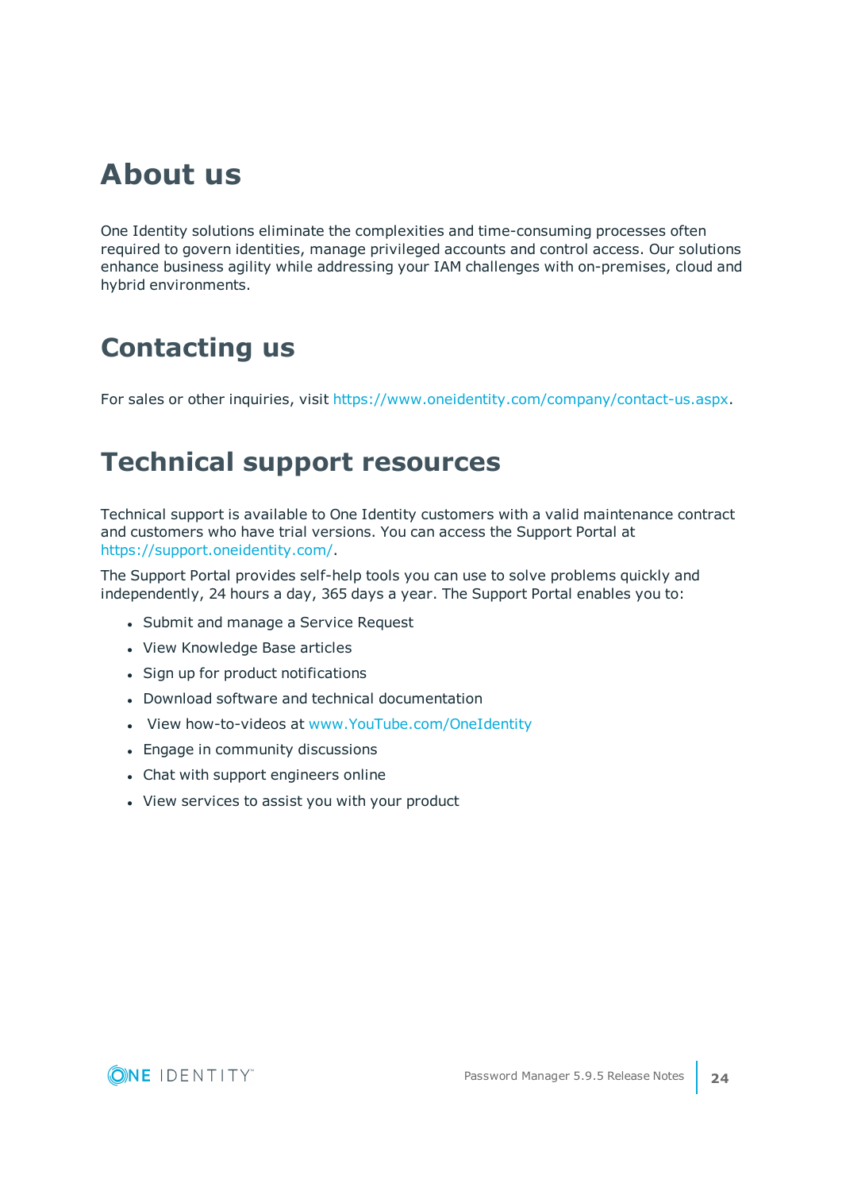# About us

One Identity solutions eliminate the complexities and time-consuming processes often required to govern identities, manage privileged accounts and control access. Our solutions enhance business agility while addressing your IAM challenges with on-premises, cloud and hybrid environments.

# Contacting us

For sales or other inquiries, visit https://www.oneidentity.com/company/contact-us.aspx.

# Technical support resources

Technical support is available to One Identity customers with a valid maintenance contract and customers who have trial versions. You can access the Support Portal at https://support.oneidentity.com/.

The Support Portal provides self-help tools you can use to solve problems quickly and independently, 24 hours a day, 365 days a year. The Support Portal enables you to:

- Submit and manage a Service Request
- View Knowledge Base articles
- Sign up for product notifications
- Download software and technical documentation
- View how-to-videos at www.YouTube.com/OneIdentity
- Engage in community discussions
- Chat with support engineers online
- View services to assist you with your product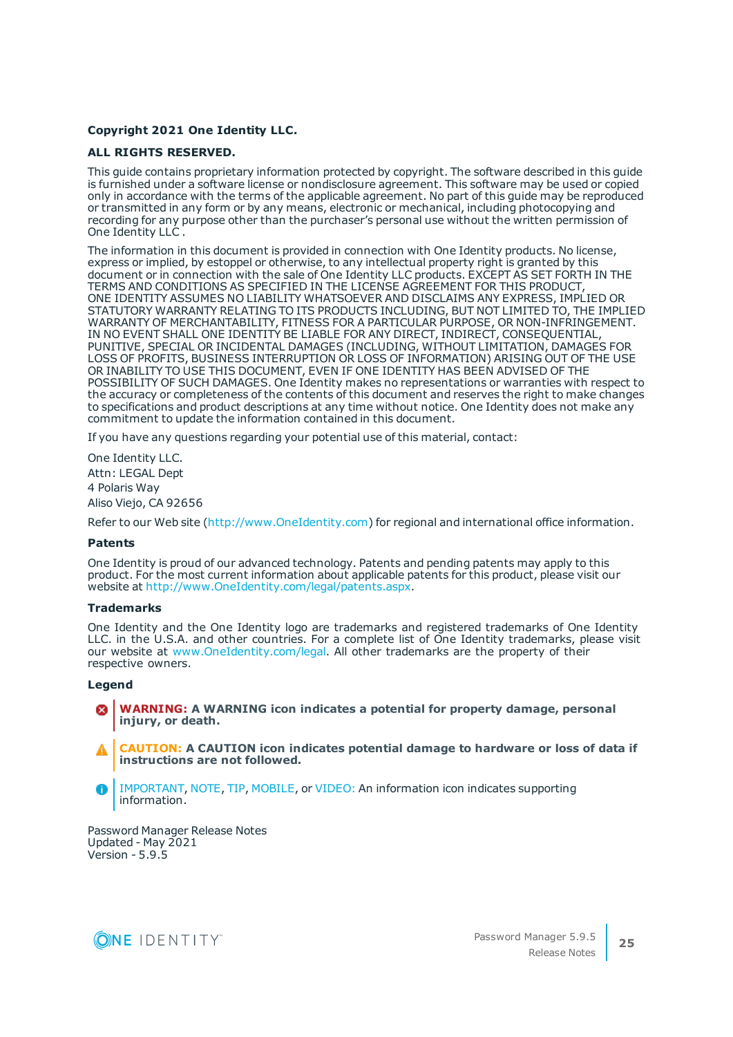**Copyright 2021 One Identity LLC.**

**ALL RIGHTS RESERVED.**

This guide contains proprietary information protected by copyright. The software described in this guide is furnished under a software license or nondisclosure agreement. This software may be used or copied only in accordance with the terms of the applicable agreement. No part of this guide may be reproduced or transmitted in any form or by any means, electronic or mechanical, including photocopying and recording for any purpose other than the purchaser's personal use without the written permission of One Identity LLC .

The information in this document is provided in connection with One Identity products. No license, express or implied, by estoppel or otherwise, to any intellectual property right is granted by this document or in connection with the sale of One Identity LLC products. EXCEPT AS SET FORTH IN THE TERMS AND CONDITIONS AS SPECIFIED IN THE LICENSE AGREEMENT FOR THIS PRODUCT, ONE IDENTITY ASSUMES NO LIABILITY WHATSOEVER AND DISCLAIMS ANY EXPRESS, IMPLIED OR STATUTORY WARRANTY RELATING TO ITS PRODUCTS INCLUDING, BUT NOT LIMITED TO, THE IMPLIED WARRANTY OF MERCHANTABILITY, FITNESS FOR A PARTICULAR PURPOSE, OR NON-INFRINGEMENT. IN NO EVENT SHALL ONE IDENTITY BE LIABLE FOR ANY DIRECT, INDIRECT, CONSEQUENTIAL, PUNITIVE, SPECIAL OR INCIDENTAL DAMAGES (INCLUDING, WITHOUT LIMITATION, DAMAGES FOR LOSS OF PROFITS, BUSINESS INTERRUPTION OR LOSS OF INFORMATION) ARISING OUT OF THE USE OR INABILITY TO USE THIS DOCUMENT, EVEN IF ONE IDENTITY HAS BEEN ADVISED OF THE POSSIBILITY OF SUCH DAMAGES. One Identity makes no representations or warranties with respect to the accuracy or completeness of the contents of this document and reserves the right to make changes to specifications and product descriptions at any time without notice. One Identity does not make any commitment to update the information contained in this document.

If you have any questions regarding your potential use of this material, contact:

One Identity LLC.  
Attn: LEGAL Dept  
4 Polaris Way  
Aliso Viejo, CA 92656

Refer to our Web site (http://www.OneIdentity.com) for regional and international office information.

### Patents

One Identity is proud of our advanced technology. Patents and pending patents may apply to this product. For the most current information about applicable patents for this product, please visit our website at http://www.OneIdentity.com/legal/patents.aspx.

### Trademarks

One Identity and the One Identity logo are trademarks and registered trademarks of One Identity LLC. in the U.S.A. and other countries. For a complete list of One Identity trademarks, please visit our website at www.OneIdentity.com/legal. All other trademarks are the property of their respective owners.

### Legend

**WARNING: A WARNING icon indicates a potential for property damage, personal injury, or death.**

**CAUTION: A CAUTION icon indicates potential damage to hardware or loss of data if instructions are not followed.**

IMPORTANT, NOTE, TIP, MOBILE, or VIDEO: An information icon indicates supporting information.

Password Manager Release Notes  
Updated - May 2021  
Version - 5.9.5